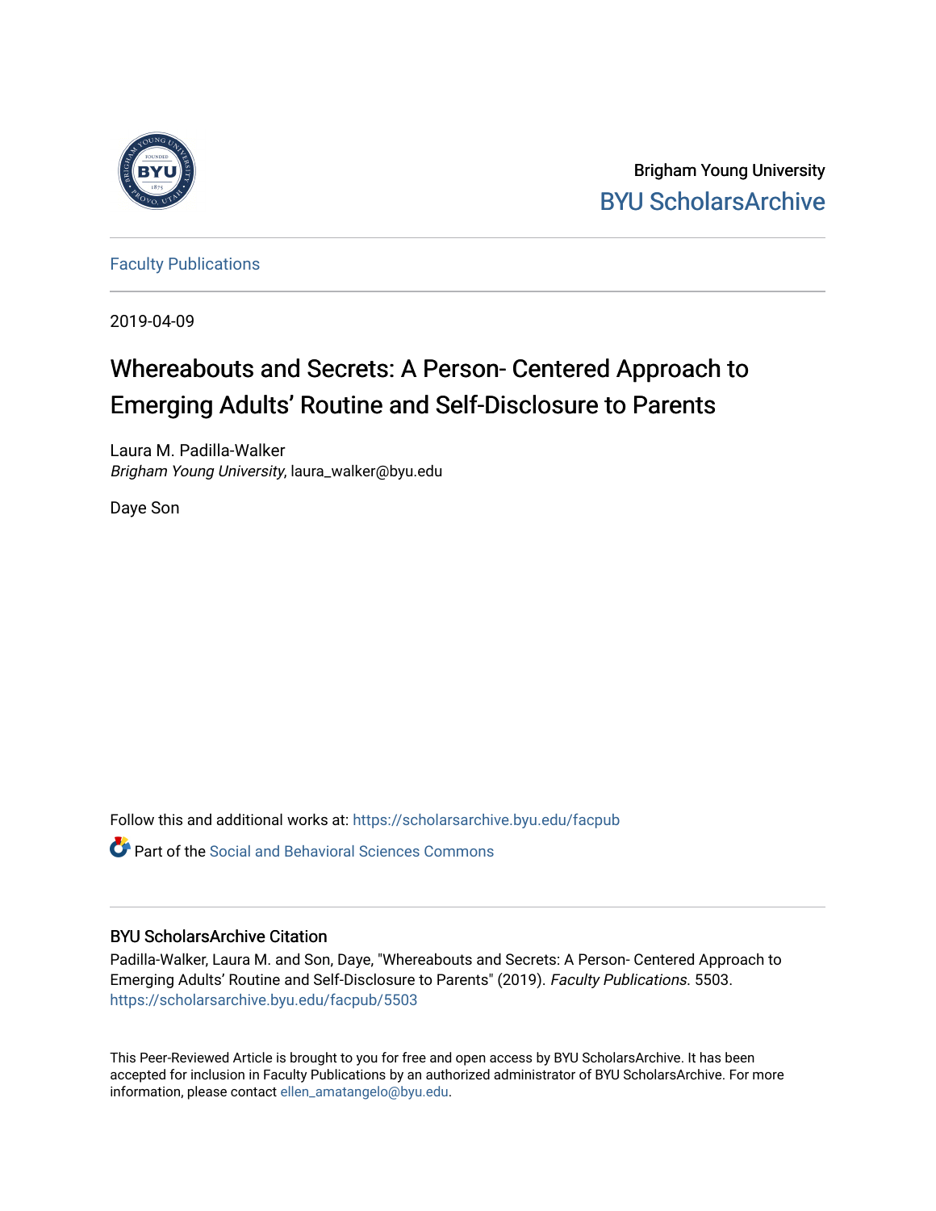Brigham Young University
BYU ScholarsArchive

Faculty Publications

2019-04-09

# Whereabouts and Secrets: A Person- Centered Approach to Emerging Adults' Routine and Self-Disclosure to Parents

Laura M. Padilla-Walker
*Brigham Young University*, laura_walker@byu.edu

Daye Son

Follow this and additional works at: https://scholarsarchive.byu.edu/facpub

Part of the Social and Behavioral Sciences Commons

## BYU ScholarsArchive Citation

Padilla-Walker, Laura M. and Son, Daye, "Whereabouts and Secrets: A Person- Centered Approach to Emerging Adults' Routine and Self-Disclosure to Parents" (2019). *Faculty Publications*. 5503.
https://scholarsarchive.byu.edu/facpub/5503

This Peer-Reviewed Article is brought to you for free and open access by BYU ScholarsArchive. It has been accepted for inclusion in Faculty Publications by an authorized administrator of BYU ScholarsArchive. For more information, please contact ellen_amatangelo@byu.edu.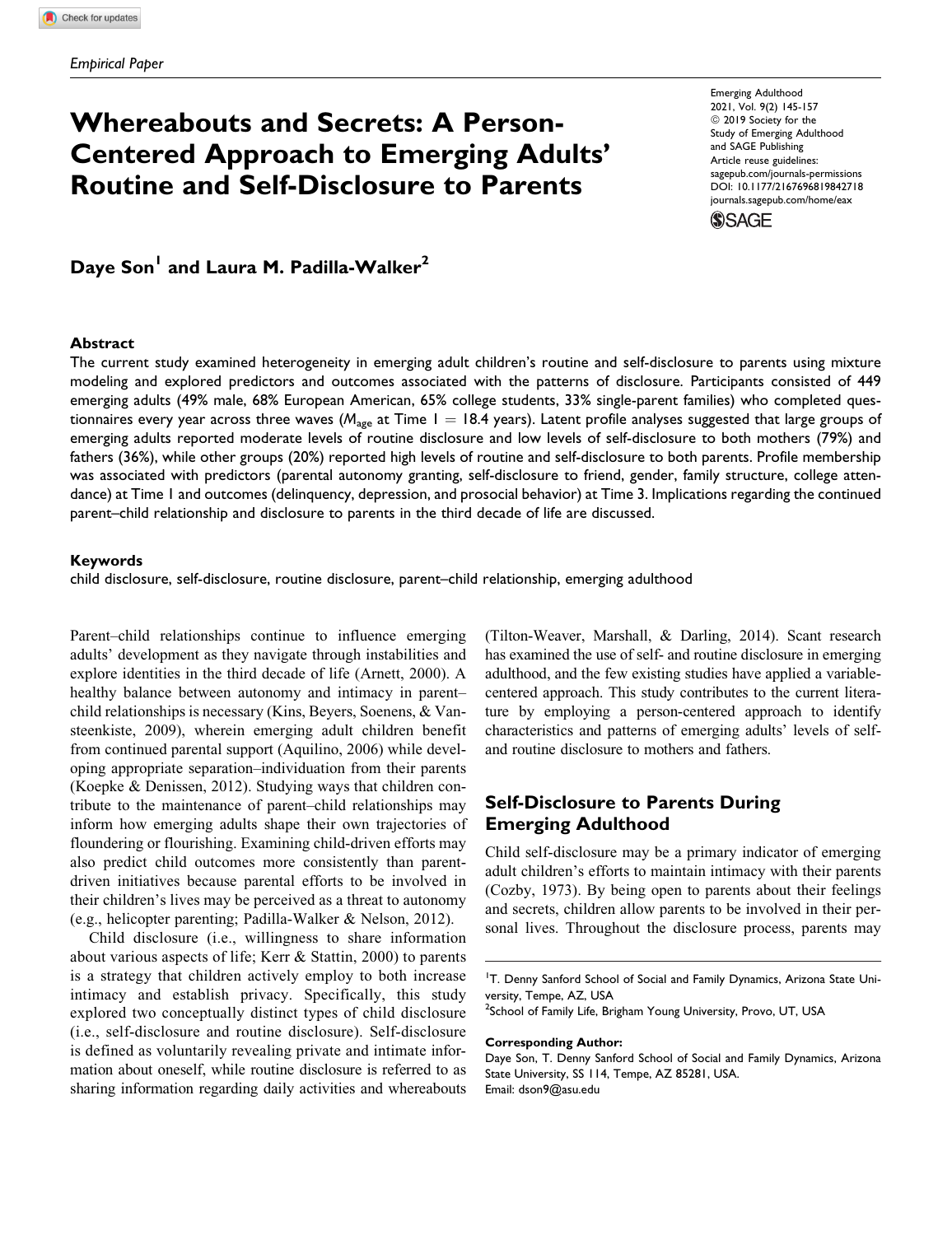*Empirical Paper*

# Whereabouts and Secrets: A Person-Centered Approach to Emerging Adults' Routine and Self-Disclosure to Parents

Daye Son[1] and Laura M. Padilla-Walker[2]

## Abstract

The current study examined heterogeneity in emerging adult children's routine and self-disclosure to parents using mixture modeling and explored predictors and outcomes associated with the patterns of disclosure. Participants consisted of 449 emerging adults (49% male, 68% European American, 65% college students, 33% single-parent families) who completed questionnaires every year across three waves ($M_{age}$ at Time 1 = 18.4 years). Latent profile analyses suggested that large groups of emerging adults reported moderate levels of routine disclosure and low levels of self-disclosure to both mothers (79%) and fathers (36%), while other groups (20%) reported high levels of routine and self-disclosure to both parents. Profile membership was associated with predictors (parental autonomy granting, self-disclosure to friend, gender, family structure, college attendance) at Time 1 and outcomes (delinquency, depression, and prosocial behavior) at Time 3. Implications regarding the continued parent–child relationship and disclosure to parents in the third decade of life are discussed.

### Keywords

child disclosure, self-disclosure, routine disclosure, parent–child relationship, emerging adulthood

Parent–child relationships continue to influence emerging adults' development as they navigate through instabilities and explore identities in the third decade of life (Arnett, 2000). A healthy balance between autonomy and intimacy in parent–child relationships is necessary (Kins, Beyers, Soenens, & Vansteenkiste, 2009), wherein emerging adult children benefit from continued parental support (Aquilino, 2006) while developing appropriate separation–individuation from their parents (Koepke & Denissen, 2012). Studying ways that children contribute to the maintenance of parent–child relationships may inform how emerging adults shape their own trajectories of floundering or flourishing. Examining child-driven efforts may also predict child outcomes more consistently than parent-driven initiatives because parental efforts to be involved in their children's lives may be perceived as a threat to autonomy (e.g., helicopter parenting; Padilla-Walker & Nelson, 2012).

Child disclosure (i.e., willingness to share information about various aspects of life; Kerr & Stattin, 2000) to parents is a strategy that children actively employ to both increase intimacy and establish privacy. Specifically, this study explored two conceptually distinct types of child disclosure (i.e., self-disclosure and routine disclosure). Self-disclosure is defined as voluntarily revealing private and intimate information about oneself, while routine disclosure is referred to as sharing information regarding daily activities and whereabouts (Tilton-Weaver, Marshall, & Darling, 2014). Scant research has examined the use of self- and routine disclosure in emerging adulthood, and the few existing studies have applied a variable-centered approach. This study contributes to the current literature by employing a person-centered approach to identify characteristics and patterns of emerging adults' levels of self- and routine disclosure to mothers and fathers.

## Self-Disclosure to Parents During Emerging Adulthood

Child self-disclosure may be a primary indicator of emerging adult children's efforts to maintain intimacy with their parents (Cozby, 1973). By being open to parents about their feelings and secrets, children allow parents to be involved in their personal lives. Throughout the disclosure process, parents may

[1]T. Denny Sanford School of Social and Family Dynamics, Arizona State University, Tempe, AZ, USA
[2]School of Family Life, Brigham Young University, Provo, UT, USA

**Corresponding Author:**
Daye Son, T. Denny Sanford School of Social and Family Dynamics, Arizona State University, SS 114, Tempe, AZ 85281, USA.
Email: dson9@asu.edu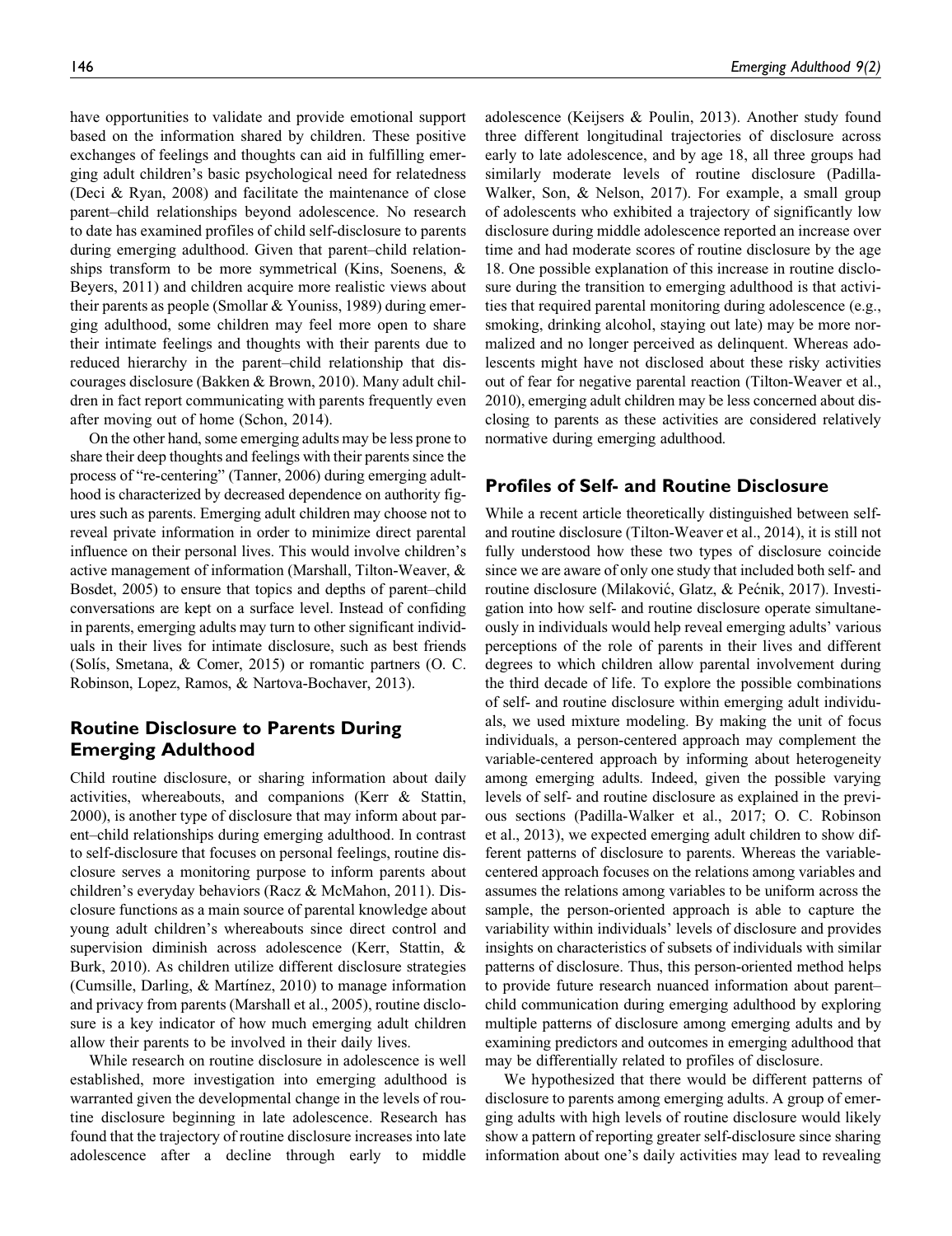have opportunities to validate and provide emotional support based on the information shared by children. These positive exchanges of feelings and thoughts can aid in fulfilling emerging adult children's basic psychological need for relatedness (Deci & Ryan, 2008) and facilitate the maintenance of close parent–child relationships beyond adolescence. No research to date has examined profiles of child self-disclosure to parents during emerging adulthood. Given that parent–child relationships transform to be more symmetrical (Kins, Soenens, & Beyers, 2011) and children acquire more realistic views about their parents as people (Smollar & Youniss, 1989) during emerging adulthood, some children may feel more open to share their intimate feelings and thoughts with their parents due to reduced hierarchy in the parent–child relationship that discourages disclosure (Bakken & Brown, 2010). Many adult children in fact report communicating with parents frequently even after moving out of home (Schon, 2014).

On the other hand, some emerging adults may be less prone to share their deep thoughts and feelings with their parents since the process of "re-centering" (Tanner, 2006) during emerging adulthood is characterized by decreased dependence on authority figures such as parents. Emerging adult children may choose not to reveal private information in order to minimize direct parental influence on their personal lives. This would involve children's active management of information (Marshall, Tilton-Weaver, & Bosdet, 2005) to ensure that topics and depths of parent–child conversations are kept on a surface level. Instead of confiding in parents, emerging adults may turn to other significant individuals in their lives for intimate disclosure, such as best friends (Solís, Smetana, & Comer, 2015) or romantic partners (O. C. Robinson, Lopez, Ramos, & Nartova-Bochaver, 2013).

## Routine Disclosure to Parents During Emerging Adulthood

Child routine disclosure, or sharing information about daily activities, whereabouts, and companions (Kerr & Stattin, 2000), is another type of disclosure that may inform about parent–child relationships during emerging adulthood. In contrast to self-disclosure that focuses on personal feelings, routine disclosure serves a monitoring purpose to inform parents about children's everyday behaviors (Racz & McMahon, 2011). Disclosure functions as a main source of parental knowledge about young adult children's whereabouts since direct control and supervision diminish across adolescence (Kerr, Stattin, & Burk, 2010). As children utilize different disclosure strategies (Cumsille, Darling, & Martínez, 2010) to manage information and privacy from parents (Marshall et al., 2005), routine disclosure is a key indicator of how much emerging adult children allow their parents to be involved in their daily lives.

While research on routine disclosure in adolescence is well established, more investigation into emerging adulthood is warranted given the developmental change in the levels of routine disclosure beginning in late adolescence. Research has found that the trajectory of routine disclosure increases into late adolescence after a decline through early to middle adolescence (Keijsers & Poulin, 2013). Another study found three different longitudinal trajectories of disclosure across early to late adolescence, and by age 18, all three groups had similarly moderate levels of routine disclosure (Padilla-Walker, Son, & Nelson, 2017). For example, a small group of adolescents who exhibited a trajectory of significantly low disclosure during middle adolescence reported an increase over time and had moderate scores of routine disclosure by the age 18. One possible explanation of this increase in routine disclosure during the transition to emerging adulthood is that activities that required parental monitoring during adolescence (e.g., smoking, drinking alcohol, staying out late) may be more normalized and no longer perceived as delinquent. Whereas adolescents might have not disclosed about these risky activities out of fear for negative parental reaction (Tilton-Weaver et al., 2010), emerging adult children may be less concerned about disclosing to parents as these activities are considered relatively normative during emerging adulthood.

## Profiles of Self- and Routine Disclosure

While a recent article theoretically distinguished between self- and routine disclosure (Tilton-Weaver et al., 2014), it is still not fully understood how these two types of disclosure coincide since we are aware of only one study that included both self- and routine disclosure (Milaković, Glatz, & Pećnik, 2017). Investigation into how self- and routine disclosure operate simultaneously in individuals would help reveal emerging adults' various perceptions of the role of parents in their lives and different degrees to which children allow parental involvement during the third decade of life. To explore the possible combinations of self- and routine disclosure within emerging adult individuals, we used mixture modeling. By making the unit of focus individuals, a person-centered approach may complement the variable-centered approach by informing about heterogeneity among emerging adults. Indeed, given the possible varying levels of self- and routine disclosure as explained in the previous sections (Padilla-Walker et al., 2017; O. C. Robinson et al., 2013), we expected emerging adult children to show different patterns of disclosure to parents. Whereas the variable-centered approach focuses on the relations among variables and assumes the relations among variables to be uniform across the sample, the person-oriented approach is able to capture the variability within individuals' levels of disclosure and provides insights on characteristics of subsets of individuals with similar patterns of disclosure. Thus, this person-oriented method helps to provide future research nuanced information about parent–child communication during emerging adulthood by exploring multiple patterns of disclosure among emerging adults and by examining predictors and outcomes in emerging adulthood that may be differentially related to profiles of disclosure.

We hypothesized that there would be different patterns of disclosure to parents among emerging adults. A group of emerging adults with high levels of routine disclosure would likely show a pattern of reporting greater self-disclosure since sharing information about one's daily activities may lead to revealing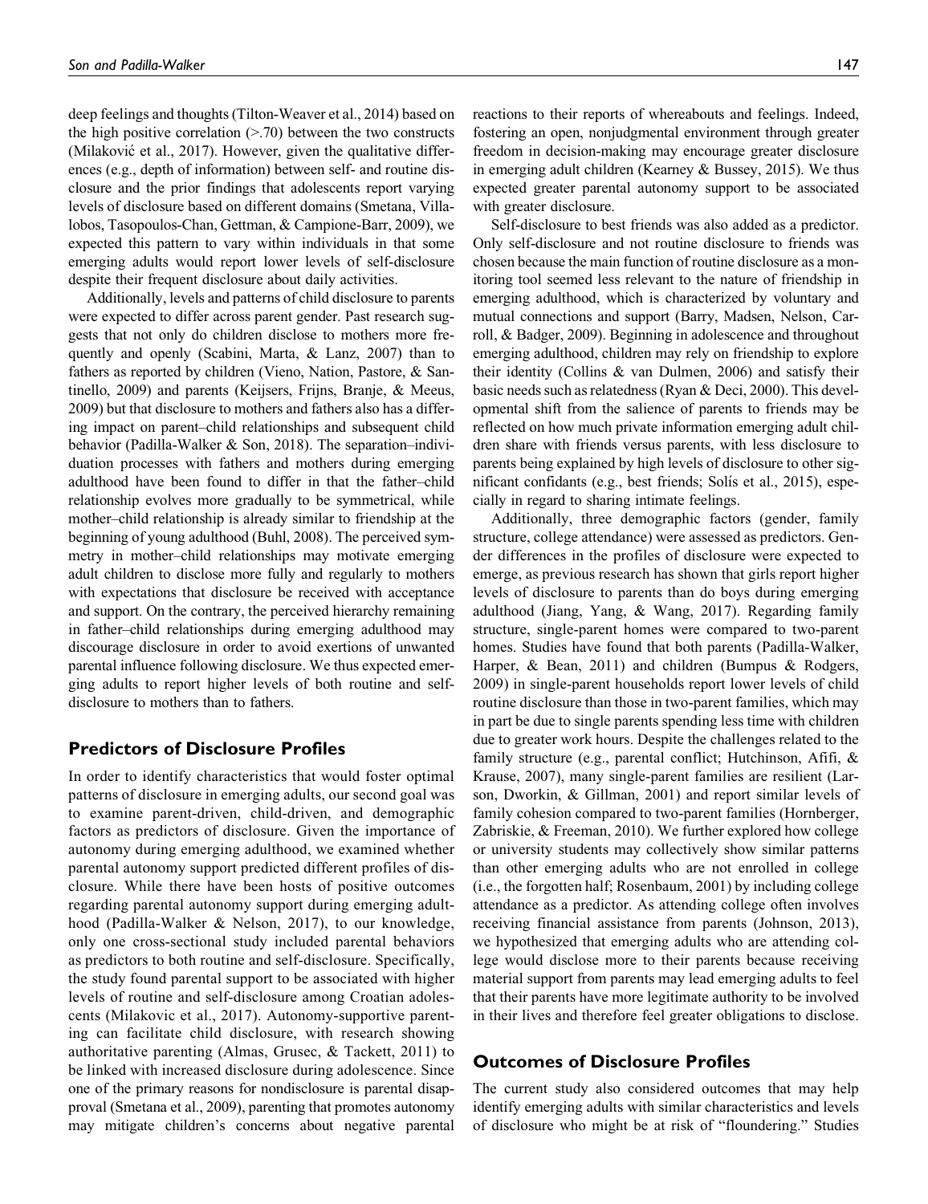deep feelings and thoughts (Tilton-Weaver et al., 2014) based on the high positive correlation (>.70) between the two constructs (Milaković et al., 2017). However, given the qualitative differences (e.g., depth of information) between self- and routine disclosure and the prior findings that adolescents report varying levels of disclosure based on different domains (Smetana, Villalobos, Tasopoulos-Chan, Gettman, & Campione-Barr, 2009), we expected this pattern to vary within individuals in that some emerging adults would report lower levels of self-disclosure despite their frequent disclosure about daily activities.

Additionally, levels and patterns of child disclosure to parents were expected to differ across parent gender. Past research suggests that not only do children disclose to mothers more frequently and openly (Scabini, Marta, & Lanz, 2007) than to fathers as reported by children (Vieno, Nation, Pastore, & Santinello, 2009) and parents (Keijsers, Frijns, Branje, & Meeus, 2009) but that disclosure to mothers and fathers also has a differing impact on parent–child relationships and subsequent child behavior (Padilla-Walker & Son, 2018). The separation–individuation processes with fathers and mothers during emerging adulthood have been found to differ in that the father–child relationship evolves more gradually to be symmetrical, while mother–child relationship is already similar to friendship at the beginning of young adulthood (Buhl, 2008). The perceived symmetry in mother–child relationships may motivate emerging adult children to disclose more fully and regularly to mothers with expectations that disclosure be received with acceptance and support. On the contrary, the perceived hierarchy remaining in father–child relationships during emerging adulthood may discourage disclosure in order to avoid exertions of unwanted parental influence following disclosure. We thus expected emerging adults to report higher levels of both routine and self-disclosure to mothers than to fathers.

## Predictors of Disclosure Profiles

In order to identify characteristics that would foster optimal patterns of disclosure in emerging adults, our second goal was to examine parent-driven, child-driven, and demographic factors as predictors of disclosure. Given the importance of autonomy during emerging adulthood, we examined whether parental autonomy support predicted different profiles of disclosure. While there have been hosts of positive outcomes regarding parental autonomy support during emerging adulthood (Padilla-Walker & Nelson, 2017), to our knowledge, only one cross-sectional study included parental behaviors as predictors to both routine and self-disclosure. Specifically, the study found parental support to be associated with higher levels of routine and self-disclosure among Croatian adolescents (Milakovic et al., 2017). Autonomy-supportive parenting can facilitate child disclosure, with research showing authoritative parenting (Almas, Grusec, & Tackett, 2011) to be linked with increased disclosure during adolescence. Since one of the primary reasons for nondisclosure is parental disapproval (Smetana et al., 2009), parenting that promotes autonomy may mitigate children's concerns about negative parental reactions to their reports of whereabouts and feelings. Indeed, fostering an open, nonjudgmental environment through greater freedom in decision-making may encourage greater disclosure in emerging adult children (Kearney & Bussey, 2015). We thus expected greater parental autonomy support to be associated with greater disclosure.

Self-disclosure to best friends was also added as a predictor. Only self-disclosure and not routine disclosure to friends was chosen because the main function of routine disclosure as a monitoring tool seemed less relevant to the nature of friendship in emerging adulthood, which is characterized by voluntary and mutual connections and support (Barry, Madsen, Nelson, Carroll, & Badger, 2009). Beginning in adolescence and throughout emerging adulthood, children may rely on friendship to explore their identity (Collins & van Dulmen, 2006) and satisfy their basic needs such as relatedness (Ryan & Deci, 2000). This developmental shift from the salience of parents to friends may be reflected on how much private information emerging adult children share with friends versus parents, with less disclosure to parents being explained by high levels of disclosure to other significant confidants (e.g., best friends; Solís et al., 2015), especially in regard to sharing intimate feelings.

Additionally, three demographic factors (gender, family structure, college attendance) were assessed as predictors. Gender differences in the profiles of disclosure were expected to emerge, as previous research has shown that girls report higher levels of disclosure to parents than do boys during emerging adulthood (Jiang, Yang, & Wang, 2017). Regarding family structure, single-parent homes were compared to two-parent homes. Studies have found that both parents (Padilla-Walker, Harper, & Bean, 2011) and children (Bumpus & Rodgers, 2009) in single-parent households report lower levels of child routine disclosure than those in two-parent families, which may in part be due to single parents spending less time with children due to greater work hours. Despite the challenges related to the family structure (e.g., parental conflict; Hutchinson, Afifi, & Krause, 2007), many single-parent families are resilient (Larson, Dworkin, & Gillman, 2001) and report similar levels of family cohesion compared to two-parent families (Hornberger, Zabriskie, & Freeman, 2010). We further explored how college or university students may collectively show similar patterns than other emerging adults who are not enrolled in college (i.e., the forgotten half; Rosenbaum, 2001) by including college attendance as a predictor. As attending college often involves receiving financial assistance from parents (Johnson, 2013), we hypothesized that emerging adults who are attending college would disclose more to their parents because receiving material support from parents may lead emerging adults to feel that their parents have more legitimate authority to be involved in their lives and therefore feel greater obligations to disclose.

## Outcomes of Disclosure Profiles

The current study also considered outcomes that may help identify emerging adults with similar characteristics and levels of disclosure who might be at risk of "floundering." Studies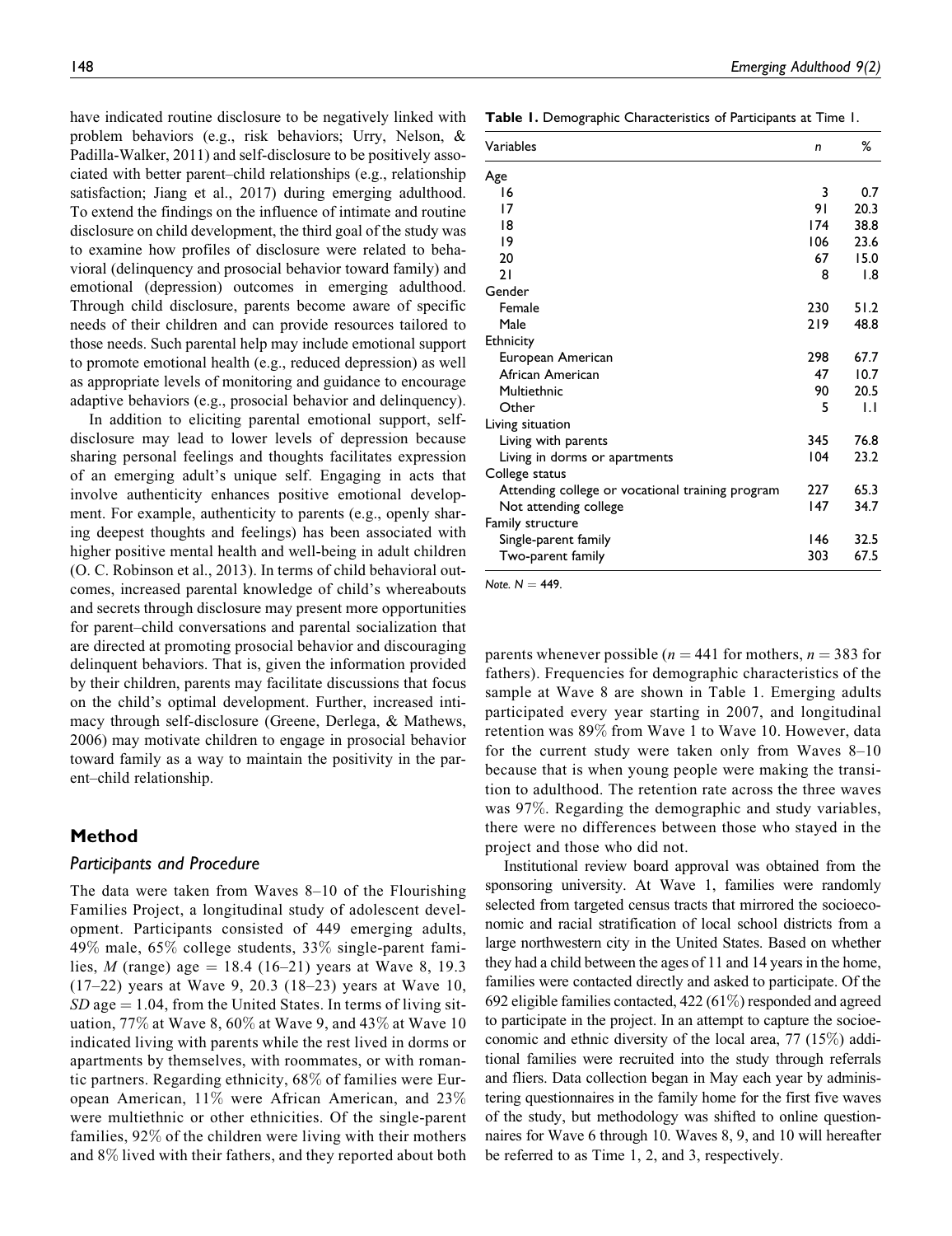have indicated routine disclosure to be negatively linked with problem behaviors (e.g., risk behaviors; Urry, Nelson, & Padilla-Walker, 2011) and self-disclosure to be positively associated with better parent–child relationships (e.g., relationship satisfaction; Jiang et al., 2017) during emerging adulthood. To extend the findings on the influence of intimate and routine disclosure on child development, the third goal of the study was to examine how profiles of disclosure were related to behavioral (delinquency and prosocial behavior toward family) and emotional (depression) outcomes in emerging adulthood. Through child disclosure, parents become aware of specific needs of their children and can provide resources tailored to those needs. Such parental help may include emotional support to promote emotional health (e.g., reduced depression) as well as appropriate levels of monitoring and guidance to encourage adaptive behaviors (e.g., prosocial behavior and delinquency).

In addition to eliciting parental emotional support, self-disclosure may lead to lower levels of depression because sharing personal feelings and thoughts facilitates expression of an emerging adult's unique self. Engaging in acts that involve authenticity enhances positive emotional development. For example, authenticity to parents (e.g., openly sharing deepest thoughts and feelings) has been associated with higher positive mental health and well-being in adult children (O. C. Robinson et al., 2013). In terms of child behavioral outcomes, increased parental knowledge of child's whereabouts and secrets through disclosure may present more opportunities for parent–child conversations and parental socialization that are directed at promoting prosocial behavior and discouraging delinquent behaviors. That is, given the information provided by their children, parents may facilitate discussions that focus on the child's optimal development. Further, increased intimacy through self-disclosure (Greene, Derlega, & Mathews, 2006) may motivate children to engage in prosocial behavior toward family as a way to maintain the positivity in the parent–child relationship.

## Method

### Participants and Procedure

The data were taken from Waves 8–10 of the Flourishing Families Project, a longitudinal study of adolescent development. Participants consisted of 449 emerging adults, 49% male, 65% college students, 33% single-parent families, $M$ (range) age = 18.4 (16–21) years at Wave 8, 19.3 (17–22) years at Wave 9, 20.3 (18–23) years at Wave 10, $SD$ age = 1.04, from the United States. In terms of living situation, 77% at Wave 8, 60% at Wave 9, and 43% at Wave 10 indicated living with parents while the rest lived in dorms or apartments by themselves, with roommates, or with romantic partners. Regarding ethnicity, 68% of families were European American, 11% were African American, and 23% were multiethnic or other ethnicities. Of the single-parent families, 92% of the children were living with their mothers and 8% lived with their fathers, and they reported about both parents whenever possible ($n$ = 441 for mothers, $n$ = 383 for fathers). Frequencies for demographic characteristics of the sample at Wave 8 are shown in Table 1. Emerging adults participated every year starting in 2007, and longitudinal retention was 89% from Wave 1 to Wave 10. However, data for the current study were taken only from Waves 8–10 because that is when young people were making the transition to adulthood. The retention rate across the three waves was 97%. Regarding the demographic and study variables, there were no differences between those who stayed in the project and those who did not.

**Table 1.** Demographic Characteristics of Participants at Time 1.

| Variables | n | % |
|---|---|---|
| Age | | |
| 16 | 3 | 0.7 |
| 17 | 91 | 20.3 |
| 18 | 174 | 38.8 |
| 19 | 106 | 23.6 |
| 20 | 67 | 15.0 |
| 21 | 8 | 1.8 |
| Gender | | |
| Female | 230 | 51.2 |
| Male | 219 | 48.8 |
| Ethnicity | | |
| European American | 298 | 67.7 |
| African American | 47 | 10.7 |
| Multiethnic | 90 | 20.5 |
| Other | 5 | 1.1 |
| Living situation | | |
| Living with parents | 345 | 76.8 |
| Living in dorms or apartments | 104 | 23.2 |
| College status | | |
| Attending college or vocational training program | 227 | 65.3 |
| Not attending college | 147 | 34.7 |
| Family structure | | |
| Single-parent family | 146 | 32.5 |
| Two-parent family | 303 | 67.5 |

*Note.* $N$ = 449.

Institutional review board approval was obtained from the sponsoring university. At Wave 1, families were randomly selected from targeted census tracts that mirrored the socioeconomic and racial stratification of local school districts from a large northwestern city in the United States. Based on whether they had a child between the ages of 11 and 14 years in the home, families were contacted directly and asked to participate. Of the 692 eligible families contacted, 422 (61%) responded and agreed to participate in the project. In an attempt to capture the socioeconomic and ethnic diversity of the local area, 77 (15%) additional families were recruited into the study through referrals and fliers. Data collection began in May each year by administering questionnaires in the family home for the first five waves of the study, but methodology was shifted to online questionnaires for Wave 6 through 10. Waves 8, 9, and 10 will hereafter be referred to as Time 1, 2, and 3, respectively.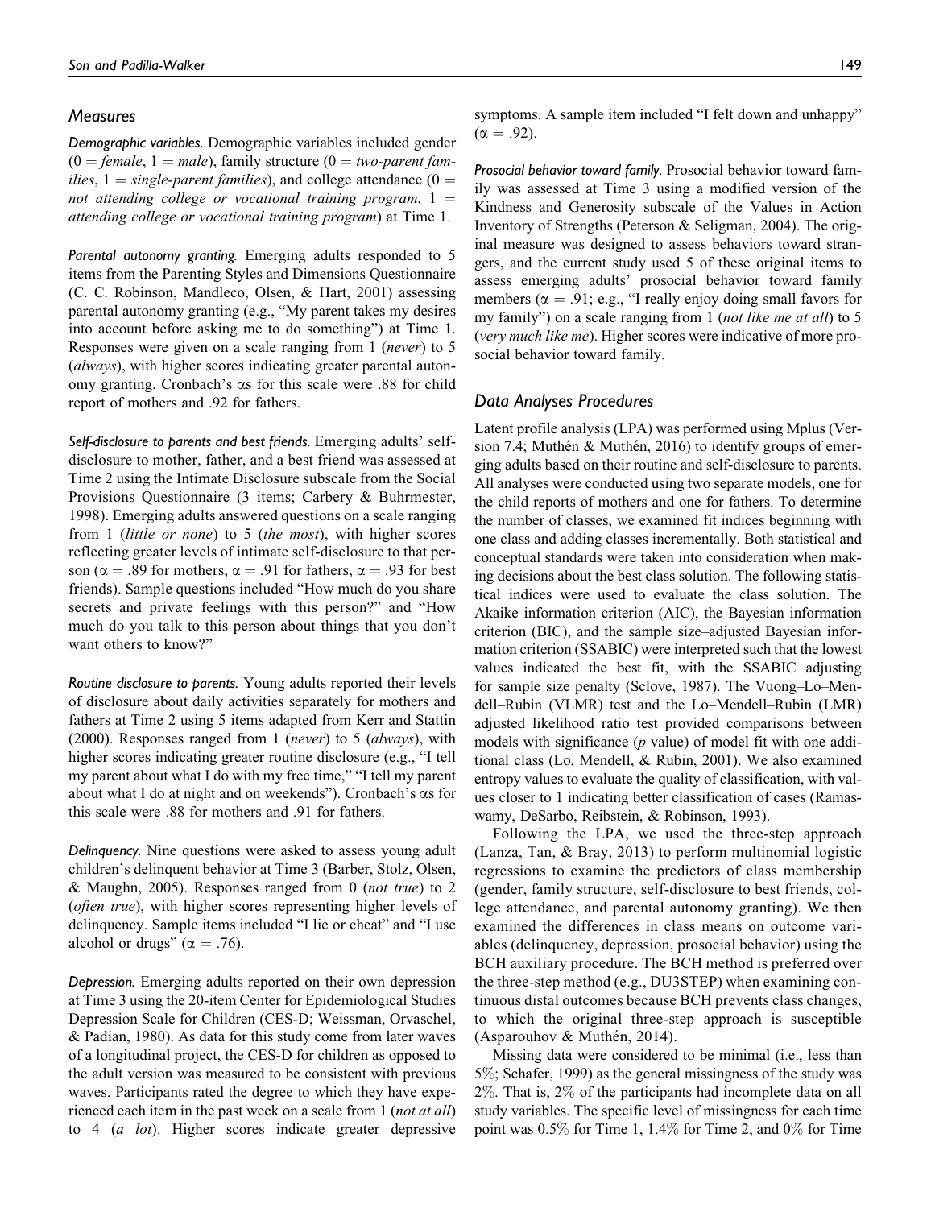## Measures

***Demographic variables.*** Demographic variables included gender ($0 =$ *female*, $1 =$ *male*), family structure ($0 =$ *two-parent families*, $1 =$ *single-parent families*), and college attendance ($0 =$ *not attending college or vocational training program*, $1 =$ *attending college or vocational training program*) at Time 1.

***Parental autonomy granting.*** Emerging adults responded to 5 items from the Parenting Styles and Dimensions Questionnaire (C. C. Robinson, Mandleco, Olsen, & Hart, 2001) assessing parental autonomy granting (e.g., "My parent takes my desires into account before asking me to do something") at Time 1. Responses were given on a scale ranging from 1 (*never*) to 5 (*always*), with higher scores indicating greater parental autonomy granting. Cronbach's $\alpha$s for this scale were .88 for child report of mothers and .92 for fathers.

***Self-disclosure to parents and best friends.*** Emerging adults' self-disclosure to mother, father, and a best friend was assessed at Time 2 using the Intimate Disclosure subscale from the Social Provisions Questionnaire (3 items; Carbery & Buhrmester, 1998). Emerging adults answered questions on a scale ranging from 1 (*little or none*) to 5 (*the most*), with higher scores reflecting greater levels of intimate self-disclosure to that person ($\alpha = .89$ for mothers, $\alpha = .91$ for fathers, $\alpha = .93$ for best friends). Sample questions included "How much do you share secrets and private feelings with this person?" and "How much do you talk to this person about things that you don't want others to know?"

***Routine disclosure to parents.*** Young adults reported their levels of disclosure about daily activities separately for mothers and fathers at Time 2 using 5 items adapted from Kerr and Stattin (2000). Responses ranged from 1 (*never*) to 5 (*always*), with higher scores indicating greater routine disclosure (e.g., "I tell my parent about what I do with my free time," "I tell my parent about what I do at night and on weekends"). Cronbach's $\alpha$s for this scale were .88 for mothers and .91 for fathers.

***Delinquency.*** Nine questions were asked to assess young adult children's delinquent behavior at Time 3 (Barber, Stolz, Olsen, & Maughn, 2005). Responses ranged from 0 (*not true*) to 2 (*often true*), with higher scores representing higher levels of delinquency. Sample items included "I lie or cheat" and "I use alcohol or drugs" ($\alpha = .76$).

***Depression.*** Emerging adults reported on their own depression at Time 3 using the 20-item Center for Epidemiological Studies Depression Scale for Children (CES-D; Weissman, Orvaschel, & Padian, 1980). As data for this study come from later waves of a longitudinal project, the CES-D for children as opposed to the adult version was measured to be consistent with previous waves. Participants rated the degree to which they have experienced each item in the past week on a scale from 1 (*not at all*) to 4 (*a lot*). Higher scores indicate greater depressive symptoms. A sample item included "I felt down and unhappy" ($\alpha = .92$).

***Prosocial behavior toward family.*** Prosocial behavior toward family was assessed at Time 3 using a modified version of the Kindness and Generosity subscale of the Values in Action Inventory of Strengths (Peterson & Seligman, 2004). The original measure was designed to assess behaviors toward strangers, and the current study used 5 of these original items to assess emerging adults' prosocial behavior toward family members ($\alpha = .91$; e.g., "I really enjoy doing small favors for my family") on a scale ranging from 1 (*not like me at all*) to 5 (*very much like me*). Higher scores were indicative of more prosocial behavior toward family.

## Data Analyses Procedures

Latent profile analysis (LPA) was performed using Mplus (Version 7.4; Muthén & Muthén, 2016) to identify groups of emerging adults based on their routine and self-disclosure to parents. All analyses were conducted using two separate models, one for the child reports of mothers and one for fathers. To determine the number of classes, we examined fit indices beginning with one class and adding classes incrementally. Both statistical and conceptual standards were taken into consideration when making decisions about the best class solution. The following statistical indices were used to evaluate the class solution. The Akaike information criterion (AIC), the Bayesian information criterion (BIC), and the sample size–adjusted Bayesian information criterion (SSABIC) were interpreted such that the lowest values indicated the best fit, with the SSABIC adjusting for sample size penalty (Sclove, 1987). The Vuong–Lo–Mendell–Rubin (VLMR) test and the Lo–Mendell–Rubin (LMR) adjusted likelihood ratio test provided comparisons between models with significance ($p$ value) of model fit with one additional class (Lo, Mendell, & Rubin, 2001). We also examined entropy values to evaluate the quality of classification, with values closer to 1 indicating better classification of cases (Ramaswamy, DeSarbo, Reibstein, & Robinson, 1993).

Following the LPA, we used the three-step approach (Lanza, Tan, & Bray, 2013) to perform multinomial logistic regressions to examine the predictors of class membership (gender, family structure, self-disclosure to best friends, college attendance, and parental autonomy granting). We then examined the differences in class means on outcome variables (delinquency, depression, prosocial behavior) using the BCH auxiliary procedure. The BCH method is preferred over the three-step method (e.g., DU3STEP) when examining continuous distal outcomes because BCH prevents class changes, to which the original three-step approach is susceptible (Asparouhov & Muthén, 2014).

Missing data were considered to be minimal (i.e., less than 5%; Schafer, 1999) as the general missingness of the study was 2%. That is, 2% of the participants had incomplete data on all study variables. The specific level of missingness for each time point was 0.5% for Time 1, 1.4% for Time 2, and 0% for Time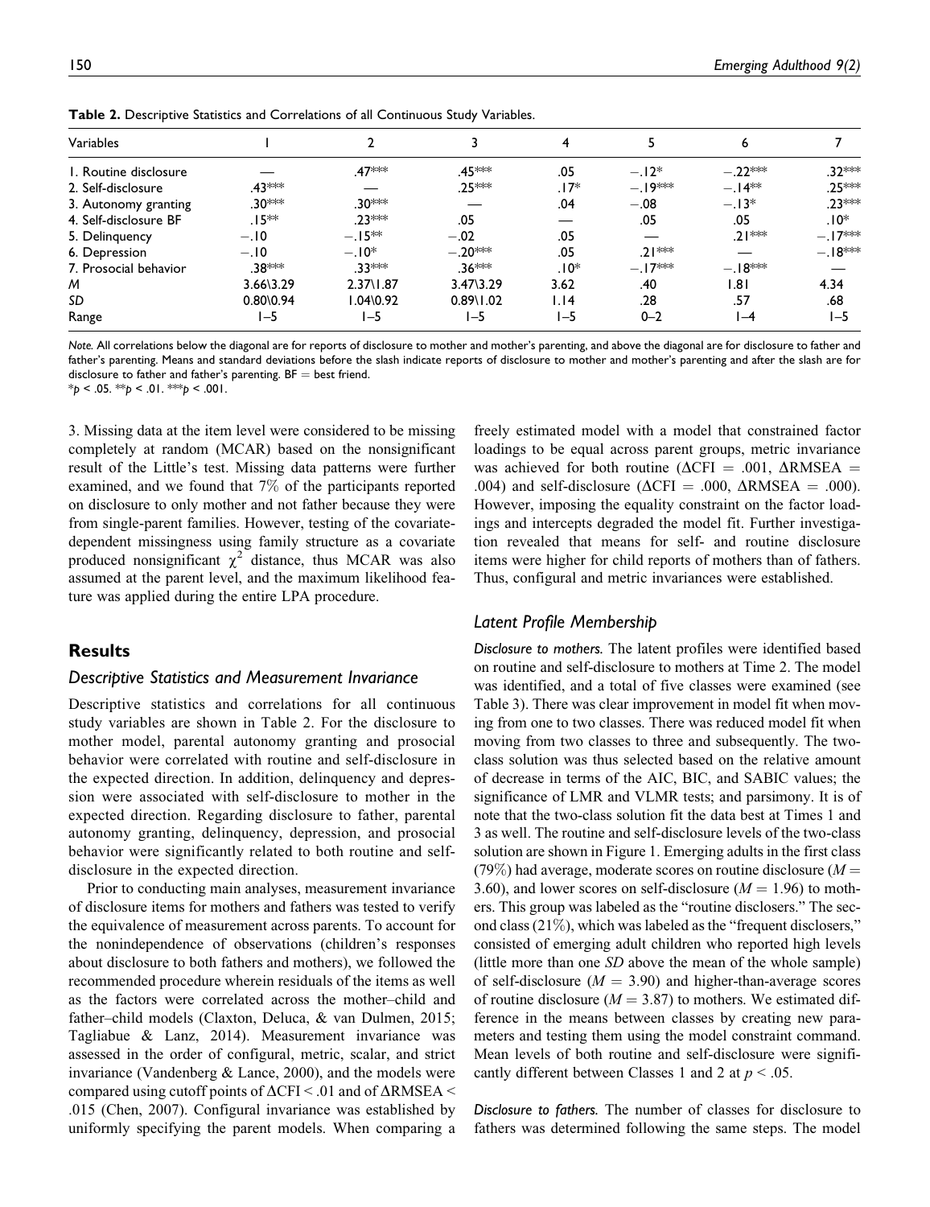**Table 2.** Descriptive Statistics and Correlations of all Continuous Study Variables.

| Variables | 1 | 2 | 3 | 4 | 5 | 6 | 7 |
|---|---|---|---|---|---|---|---|
| 1. Routine disclosure | — | .47*** | .45*** | .05 | −.12* | −.22*** | .32*** |
| 2. Self-disclosure | .43*** | — | .25*** | .17* | −.19*** | −.14** | .25*** |
| 3. Autonomy granting | .30*** | .30*** | — | .04 | −.08 | −.13* | .23*** |
| 4. Self-disclosure BF | .15** | .23*** | .05 | — | .05 | .05 | .10* |
| 5. Delinquency | −.10 | −.15** | −.02 | .05 | — | .21*** | −.17*** |
| 6. Depression | −.10 | −.10* | −.20*** | .05 | .21*** | — | −.18*** |
| 7. Prosocial behavior | .38*** | .33*** | .36*** | .10* | −.17*** | −.18*** | — |
| *M* | 3.66\3.29 | 2.37\1.87 | 3.47\3.29 | 3.62 | .40 | 1.81 | 4.34 |
| *SD* | 0.80\0.94 | 1.04\0.92 | 0.89\1.02 | 1.14 | .28 | .57 | .68 |
| Range | 1–5 | 1–5 | 1–5 | 1–5 | 0–2 | 1–4 | 1–5 |

*Note.* All correlations below the diagonal are for reports of disclosure to mother and mother's parenting, and above the diagonal are for disclosure to father and father's parenting. Means and standard deviations before the slash indicate reports of disclosure to mother and mother's parenting and after the slash are for disclosure to father and father's parenting. BF = best friend.
\**p* < .05. \*\**p* < .01. \*\*\**p* < .001.

3. Missing data at the item level were considered to be missing completely at random (MCAR) based on the nonsignificant result of the Little's test. Missing data patterns were further examined, and we found that 7% of the participants reported on disclosure to only mother and not father because they were from single-parent families. However, testing of the covariate-dependent missingness using family structure as a covariate produced nonsignificant $\chi^2$ distance, thus MCAR was also assumed at the parent level, and the maximum likelihood feature was applied during the entire LPA procedure.

## Results

### Descriptive Statistics and Measurement Invariance

Descriptive statistics and correlations for all continuous study variables are shown in Table 2. For the disclosure to mother model, parental autonomy granting and prosocial behavior were correlated with routine and self-disclosure in the expected direction. In addition, delinquency and depression were associated with self-disclosure to mother in the expected direction. Regarding disclosure to father, parental autonomy granting, delinquency, depression, and prosocial behavior were significantly related to both routine and self-disclosure in the expected direction.

Prior to conducting main analyses, measurement invariance of disclosure items for mothers and fathers was tested to verify the equivalence of measurement across parents. To account for the nonindependence of observations (children's responses about disclosure to both fathers and mothers), we followed the recommended procedure wherein residuals of the items as well as the factors were correlated across the mother–child and father–child models (Claxton, Deluca, & van Dulmen, 2015; Tagliabue & Lanz, 2014). Measurement invariance was assessed in the order of configural, metric, scalar, and strict invariance (Vandenberg & Lance, 2000), and the models were compared using cutoff points of $\Delta$CFI < .01 and of $\Delta$RMSEA < .015 (Chen, 2007). Configural invariance was established by uniformly specifying the parent models. When comparing a freely estimated model with a model that constrained factor loadings to be equal across parent groups, metric invariance was achieved for both routine ($\Delta$CFI = .001, $\Delta$RMSEA = .004) and self-disclosure ($\Delta$CFI = .000, $\Delta$RMSEA = .000). However, imposing the equality constraint on the factor loadings and intercepts degraded the model fit. Further investigation revealed that means for self- and routine disclosure items were higher for child reports of mothers than of fathers. Thus, configural and metric invariances were established.

### Latent Profile Membership

*Disclosure to mothers.* The latent profiles were identified based on routine and self-disclosure to mothers at Time 2. The model was identified, and a total of five classes were examined (see Table 3). There was clear improvement in model fit when moving from one to two classes. There was reduced model fit when moving from two classes to three and subsequently. The two-class solution was thus selected based on the relative amount of decrease in terms of the AIC, BIC, and SABIC values; the significance of LMR and VLMR tests; and parsimony. It is of note that the two-class solution fit the data best at Times 1 and 3 as well. The routine and self-disclosure levels of the two-class solution are shown in Figure 1. Emerging adults in the first class (79%) had average, moderate scores on routine disclosure ($M$ = 3.60), and lower scores on self-disclosure ($M$ = 1.96) to mothers. This group was labeled as the "routine disclosers." The second class (21%), which was labeled as the "frequent disclosers," consisted of emerging adult children who reported high levels (little more than one *SD* above the mean of the whole sample) of self-disclosure ($M$ = 3.90) and higher-than-average scores of routine disclosure ($M$ = 3.87) to mothers. We estimated difference in the means between classes by creating new parameters and testing them using the model constraint command. Mean levels of both routine and self-disclosure were significantly different between Classes 1 and 2 at $p$ < .05.

*Disclosure to fathers.* The number of classes for disclosure to fathers was determined following the same steps. The model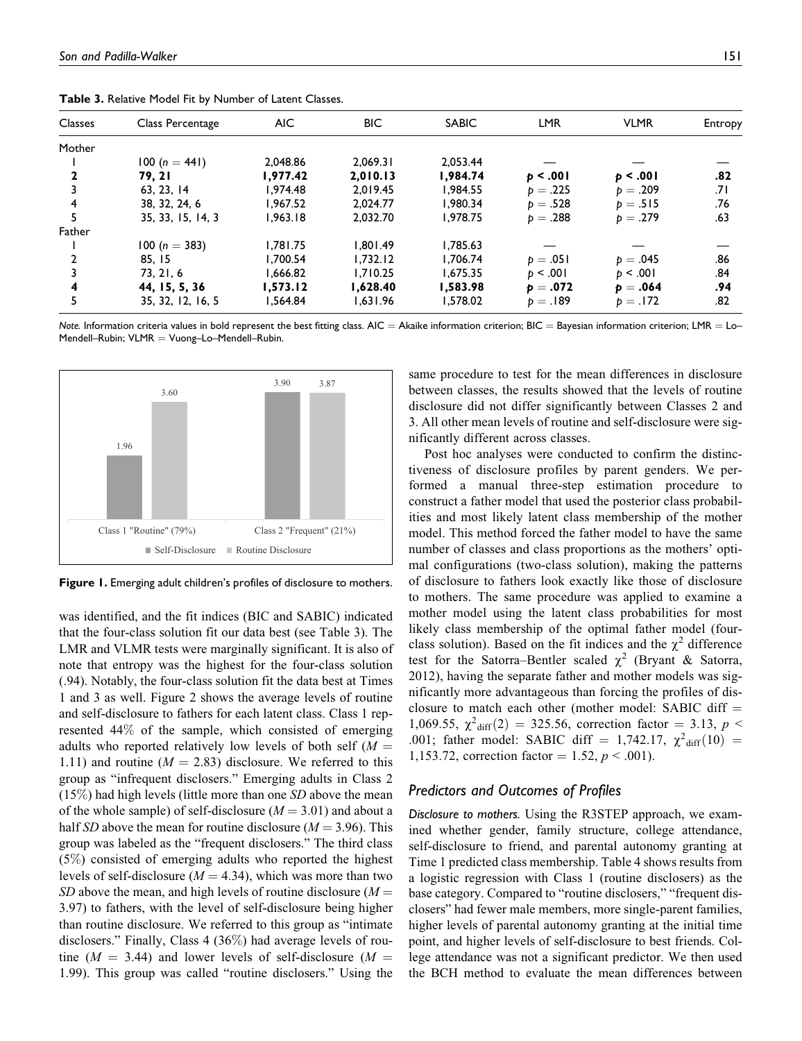**Table 3.** Relative Model Fit by Number of Latent Classes.

| Classes | Class Percentage | AIC | BIC | SABIC | LMR | VLMR | Entropy |
|---|---|---|---|---|---|---|---|
| Mother | | | | | | | |
| 1 | 100 ($n$ = 441) | 2,048.86 | 2,069.31 | 2,053.44 | — | — | — |
| **2** | **79, 21** | **1,977.42** | **2,010.13** | **1,984.74** | **$p$ < .001** | **$p$ < .001** | **.82** |
| 3 | 63, 23, 14 | 1,974.48 | 2,019.45 | 1,984.55 | $p$ = .225 | $p$ = .209 | .71 |
| 4 | 38, 32, 24, 6 | 1,967.52 | 2,024.77 | 1,980.34 | $p$ = .528 | $p$ = .515 | .76 |
| 5 | 35, 33, 15, 14, 3 | 1,963.18 | 2,032.70 | 1,978.75 | $p$ = .288 | $p$ = .279 | .63 |
| Father | | | | | | | |
| 1 | 100 ($n$ = 383) | 1,781.75 | 1,801.49 | 1,785.63 | — | — | — |
| 2 | 85, 15 | 1,700.54 | 1,732.12 | 1,706.74 | $p$ = .051 | $p$ = .045 | .86 |
| 3 | 73, 21, 6 | 1,666.82 | 1,710.25 | 1,675.35 | $p$ < .001 | $p$ < .001 | .84 |
| **4** | **44, 15, 5, 36** | **1,573.12** | **1,628.40** | **1,583.98** | **$p$ = .072** | **$p$ = .064** | **.94** |
| 5 | 35, 32, 12, 16, 5 | 1,564.84 | 1,631.96 | 1,578.02 | $p$ = .189 | $p$ = .172 | .82 |

*Note.* Information criteria values in bold represent the best fitting class. AIC = Akaike information criterion; BIC = Bayesian information criterion; LMR = Lo–Mendell–Rubin; VLMR = Vuong–Lo–Mendell–Rubin.

**Figure 1.** Emerging adult children's profiles of disclosure to mothers.

was identified, and the fit indices (BIC and SABIC) indicated that the four-class solution fit our data best (see Table 3). The LMR and VLMR tests were marginally significant. It is also of note that entropy was the highest for the four-class solution (.94). Notably, the four-class solution fit the data best at Times 1 and 3 as well. Figure 2 shows the average levels of routine and self-disclosure to fathers for each latent class. Class 1 represented 44% of the sample, which consisted of emerging adults who reported relatively low levels of both self ($M$ = 1.11) and routine ($M$ = 2.83) disclosure. We referred to this group as "infrequent disclosers." Emerging adults in Class 2 (15%) had high levels (little more than one *SD* above the mean of the whole sample) of self-disclosure ($M$ = 3.01) and about a half *SD* above the mean for routine disclosure ($M$ = 3.96). This group was labeled as the "frequent disclosers." The third class (5%) consisted of emerging adults who reported the highest levels of self-disclosure ($M$ = 4.34), which was more than two *SD* above the mean, and high levels of routine disclosure ($M$ = 3.97) to fathers, with the level of self-disclosure being higher than routine disclosure. We referred to this group as "intimate disclosers." Finally, Class 4 (36%) had average levels of routine ($M$ = 3.44) and lower levels of self-disclosure ($M$ = 1.99). This group was called "routine disclosers." Using the same procedure to test for the mean differences in disclosure between classes, the results showed that the levels of routine disclosure did not differ significantly between Classes 2 and 3. All other mean levels of routine and self-disclosure were significantly different across classes.

Post hoc analyses were conducted to confirm the distinctiveness of disclosure profiles by parent genders. We performed a manual three-step estimation procedure to construct a father model that used the posterior class probabilities and most likely latent class membership of the mother model. This method forced the father model to have the same number of classes and class proportions as the mothers' optimal configurations (two-class solution), making the patterns of disclosure to fathers look exactly like those of disclosure to mothers. The same procedure was applied to examine a mother model using the latent class probabilities for most likely class membership of the optimal father model (four-class solution). Based on the fit indices and the $\chi^2$ difference test for the Satorra–Bentler scaled $\chi^2$ (Bryant & Satorra, 2012), having the separate father and mother models was significantly more advantageous than forcing the profiles of disclosure to match each other (mother model: SABIC diff = 1,069.55, $\chi^2_{\text{diff}}(2)$ = 325.56, correction factor = 3.13, $p$ < .001; father model: SABIC diff = 1,742.17, $\chi^2_{\text{diff}}(10)$ = 1,153.72, correction factor = 1.52, $p$ < .001).

### *Predictors and Outcomes of Profiles*

*Disclosure to mothers.* Using the R3STEP approach, we examined whether gender, family structure, college attendance, self-disclosure to friend, and parental autonomy granting at Time 1 predicted class membership. Table 4 shows results from a logistic regression with Class 1 (routine disclosers) as the base category. Compared to "routine disclosers," "frequent disclosers" had fewer male members, more single-parent families, higher levels of parental autonomy granting at the initial time point, and higher levels of self-disclosure to best friends. College attendance was not a significant predictor. We then used the BCH method to evaluate the mean differences between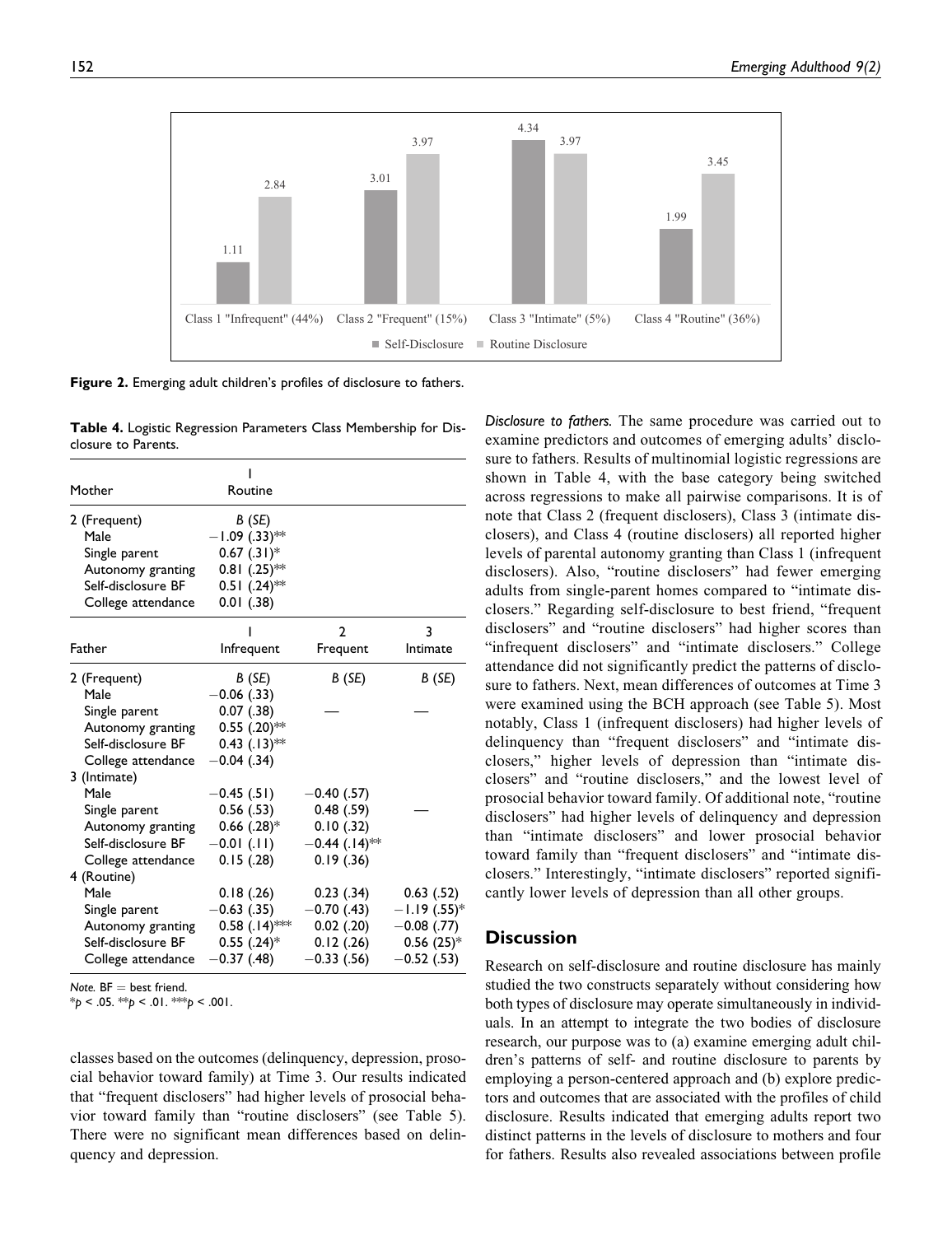**Figure 2.** Emerging adult children's profiles of disclosure to fathers.

**Table 4.** Logistic Regression Parameters Class Membership for Disclosure to Parents.

| Mother | 1 Routine | | |
|---|---|---|---|
| 2 (Frequent) | *B* (*SE*) | | |
| Male | −1.09 (.33)** | | |
| Single parent | 0.67 (.31)* | | |
| Autonomy granting | 0.81 (.25)** | | |
| Self-disclosure BF | 0.51 (.24)** | | |
| College attendance | 0.01 (.38) | | |
| **Father** | **1 Infrequent** | **2 Frequent** | **3 Intimate** |
| 2 (Frequent) | *B* (*SE*) | *B* (*SE*) | *B* (*SE*) |
| Male | −0.06 (.33) | | |
| Single parent | 0.07 (.38) | — | — |
| Autonomy granting | 0.55 (.20)** | | |
| Self-disclosure BF | 0.43 (.13)** | | |
| College attendance | −0.04 (.34) | | |
| 3 (Intimate) | | | |
| Male | −0.45 (.51) | −0.40 (.57) | |
| Single parent | 0.56 (.53) | 0.48 (.59) | — |
| Autonomy granting | 0.66 (.28)* | 0.10 (.32) | |
| Self-disclosure BF | −0.01 (.11) | −0.44 (.14)** | |
| College attendance | 0.15 (.28) | 0.19 (.36) | |
| 4 (Routine) | | | |
| Male | 0.18 (.26) | 0.23 (.34) | 0.63 (.52) |
| Single parent | −0.63 (.35) | −0.70 (.43) | −1.19 (.55)* |
| Autonomy granting | 0.58 (.14)*** | 0.02 (.20) | −0.08 (.77) |
| Self-disclosure BF | 0.55 (.24)* | 0.12 (.26) | 0.56 (25)* |
| College attendance | −0.37 (.48) | −0.33 (.56) | −0.52 (.53) |

*Note.* BF = best friend.
*$p < .05$. **$p < .01$. ***$p < .001$.

classes based on the outcomes (delinquency, depression, prosocial behavior toward family) at Time 3. Our results indicated that "frequent disclosers" had higher levels of prosocial behavior toward family than "routine disclosers" (see Table 5). There were no significant mean differences based on delinquency and depression.

*Disclosure to fathers.* The same procedure was carried out to examine predictors and outcomes of emerging adults' disclosure to fathers. Results of multinomial logistic regressions are shown in Table 4, with the base category being switched across regressions to make all pairwise comparisons. It is of note that Class 2 (frequent disclosers), Class 3 (intimate disclosers), and Class 4 (routine disclosers) all reported higher levels of parental autonomy granting than Class 1 (infrequent disclosers). Also, "routine disclosers" had fewer emerging adults from single-parent homes compared to "intimate disclosers." Regarding self-disclosure to best friend, "frequent disclosers" and "routine disclosers" had higher scores than "infrequent disclosers" and "intimate disclosers." College attendance did not significantly predict the patterns of disclosure to fathers. Next, mean differences of outcomes at Time 3 were examined using the BCH approach (see Table 5). Most notably, Class 1 (infrequent disclosers) had higher levels of delinquency than "frequent disclosers" and "intimate disclosers," higher levels of depression than "intimate disclosers" and "routine disclosers," and the lowest level of prosocial behavior toward family. Of additional note, "routine disclosers" had higher levels of delinquency and depression than "intimate disclosers" and lower prosocial behavior toward family than "frequent disclosers" and "intimate disclosers." Interestingly, "intimate disclosers" reported significantly lower levels of depression than all other groups.

## Discussion

Research on self-disclosure and routine disclosure has mainly studied the two constructs separately without considering how both types of disclosure may operate simultaneously in individuals. In an attempt to integrate the two bodies of disclosure research, our purpose was to (a) examine emerging adult children's patterns of self- and routine disclosure to parents by employing a person-centered approach and (b) explore predictors and outcomes that are associated with the profiles of child disclosure. Results indicated that emerging adults report two distinct patterns in the levels of disclosure to mothers and four for fathers. Results also revealed associations between profile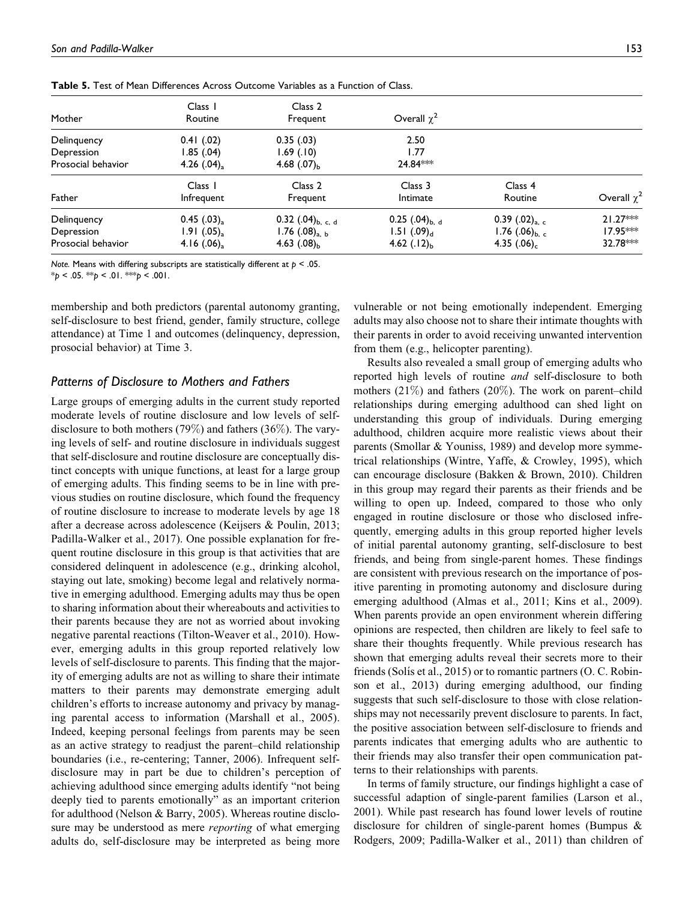**Table 5.** Test of Mean Differences Across Outcome Variables as a Function of Class.

| Mother | Class 1 Routine | Class 2 Frequent | Overall $\chi^2$ | | |
|---|---|---|---|---|---|
| Delinquency | 0.41 (.02) | 0.35 (.03) | 2.50 | | |
| Depression | 1.85 (.04) | 1.69 (.10) | 1.77 | | |
| Prosocial behavior | 4.26 $(.04)_a$ | 4.68 $(.07)_b$ | 24.84*** | | |
| **Father** | **Class 1 Infrequent** | **Class 2 Frequent** | **Class 3 Intimate** | **Class 4 Routine** | **Overall $\chi^2$** |
| Delinquency | 0.45 $(.03)_a$ | 0.32 $(.04)_{b, c, d}$ | 0.25 $(.04)_{b, d}$ | 0.39 $(.02)_{a, c}$ | 21.27*** |
| Depression | 1.91 $(.05)_a$ | 1.76 $(.08)_{a, b}$ | 1.51 $(.09)_d$ | 1.76 $(.06)_{b, c}$ | 17.95*** |
| Prosocial behavior | 4.16 $(.06)_a$ | 4.63 $(.08)_b$ | 4.62 $(.12)_b$ | 4.35 $(.06)_c$ | 32.78*** |

*Note.* Means with differing subscripts are statistically different at $p < .05$.
\*$p < .05$. \*\*$p < .01$. \*\*\*$p < .001$.

membership and both predictors (parental autonomy granting, self-disclosure to best friend, gender, family structure, college attendance) at Time 1 and outcomes (delinquency, depression, prosocial behavior) at Time 3.

### Patterns of Disclosure to Mothers and Fathers

Large groups of emerging adults in the current study reported moderate levels of routine disclosure and low levels of self-disclosure to both mothers (79%) and fathers (36%). The varying levels of self- and routine disclosure in individuals suggest that self-disclosure and routine disclosure are conceptually distinct concepts with unique functions, at least for a large group of emerging adults. This finding seems to be in line with previous studies on routine disclosure, which found the frequency of routine disclosure to increase to moderate levels by age 18 after a decrease across adolescence (Keijsers & Poulin, 2013; Padilla-Walker et al., 2017). One possible explanation for frequent routine disclosure in this group is that activities that are considered delinquent in adolescence (e.g., drinking alcohol, staying out late, smoking) become legal and relatively normative in emerging adulthood. Emerging adults may thus be open to sharing information about their whereabouts and activities to their parents because they are not as worried about invoking negative parental reactions (Tilton-Weaver et al., 2010). However, emerging adults in this group reported relatively low levels of self-disclosure to parents. This finding that the majority of emerging adults are not as willing to share their intimate matters to their parents may demonstrate emerging adult children's efforts to increase autonomy and privacy by managing parental access to information (Marshall et al., 2005). Indeed, keeping personal feelings from parents may be seen as an active strategy to readjust the parent–child relationship boundaries (i.e., re-centering; Tanner, 2006). Infrequent self-disclosure may in part be due to children's perception of achieving adulthood since emerging adults identify "not being deeply tied to parents emotionally" as an important criterion for adulthood (Nelson & Barry, 2005). Whereas routine disclosure may be understood as mere *reporting* of what emerging adults do, self-disclosure may be interpreted as being more vulnerable or not being emotionally independent. Emerging adults may also choose not to share their intimate thoughts with their parents in order to avoid receiving unwanted intervention from them (e.g., helicopter parenting).

Results also revealed a small group of emerging adults who reported high levels of routine *and* self-disclosure to both mothers (21%) and fathers (20%). The work on parent–child relationships during emerging adulthood can shed light on understanding this group of individuals. During emerging adulthood, children acquire more realistic views about their parents (Smollar & Youniss, 1989) and develop more symmetrical relationships (Wintre, Yaffe, & Crowley, 1995), which can encourage disclosure (Bakken & Brown, 2010). Children in this group may regard their parents as their friends and be willing to open up. Indeed, compared to those who only engaged in routine disclosure or those who disclosed infrequently, emerging adults in this group reported higher levels of initial parental autonomy granting, self-disclosure to best friends, and being from single-parent homes. These findings are consistent with previous research on the importance of positive parenting in promoting autonomy and disclosure during emerging adulthood (Almas et al., 2011; Kins et al., 2009). When parents provide an open environment wherein differing opinions are respected, then children are likely to feel safe to share their thoughts frequently. While previous research has shown that emerging adults reveal their secrets more to their friends (Solís et al., 2015) or to romantic partners (O. C. Robinson et al., 2013) during emerging adulthood, our finding suggests that such self-disclosure to those with close relationships may not necessarily prevent disclosure to parents. In fact, the positive association between self-disclosure to friends and parents indicates that emerging adults who are authentic to their friends may also transfer their open communication patterns to their relationships with parents.

In terms of family structure, our findings highlight a case of successful adaption of single-parent families (Larson et al., 2001). While past research has found lower levels of routine disclosure for children of single-parent homes (Bumpus & Rodgers, 2009; Padilla-Walker et al., 2011) than children of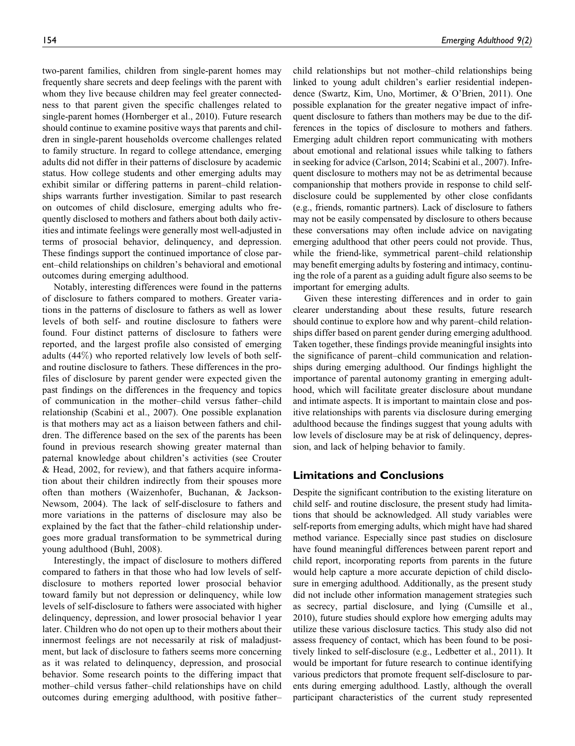two-parent families, children from single-parent homes may frequently share secrets and deep feelings with the parent with whom they live because children may feel greater connectedness to that parent given the specific challenges related to single-parent homes (Hornberger et al., 2010). Future research should continue to examine positive ways that parents and children in single-parent households overcome challenges related to family structure. In regard to college attendance, emerging adults did not differ in their patterns of disclosure by academic status. How college students and other emerging adults may exhibit similar or differing patterns in parent–child relationships warrants further investigation. Similar to past research on outcomes of child disclosure, emerging adults who frequently disclosed to mothers and fathers about both daily activities and intimate feelings were generally most well-adjusted in terms of prosocial behavior, delinquency, and depression. These findings support the continued importance of close parent–child relationships on children's behavioral and emotional outcomes during emerging adulthood.

Notably, interesting differences were found in the patterns of disclosure to fathers compared to mothers. Greater variations in the patterns of disclosure to fathers as well as lower levels of both self- and routine disclosure to fathers were found. Four distinct patterns of disclosure to fathers were reported, and the largest profile also consisted of emerging adults (44%) who reported relatively low levels of both self- and routine disclosure to fathers. These differences in the profiles of disclosure by parent gender were expected given the past findings on the differences in the frequency and topics of communication in the mother–child versus father–child relationship (Scabini et al., 2007). One possible explanation is that mothers may act as a liaison between fathers and children. The difference based on the sex of the parents has been found in previous research showing greater maternal than paternal knowledge about children's activities (see Crouter & Head, 2002, for review), and that fathers acquire information about their children indirectly from their spouses more often than mothers (Waizenhofer, Buchanan, & Jackson-Newsom, 2004). The lack of self-disclosure to fathers and more variations in the patterns of disclosure may also be explained by the fact that the father–child relationship undergoes more gradual transformation to be symmetrical during young adulthood (Buhl, 2008).

Interestingly, the impact of disclosure to mothers differed compared to fathers in that those who had low levels of self-disclosure to mothers reported lower prosocial behavior toward family but not depression or delinquency, while low levels of self-disclosure to fathers were associated with higher delinquency, depression, and lower prosocial behavior 1 year later. Children who do not open up to their mothers about their innermost feelings are not necessarily at risk of maladjustment, but lack of disclosure to fathers seems more concerning as it was related to delinquency, depression, and prosocial behavior. Some research points to the differing impact that mother–child versus father–child relationships have on child outcomes during emerging adulthood, with positive father–child relationships but not mother–child relationships being linked to young adult children's earlier residential independence (Swartz, Kim, Uno, Mortimer, & O'Brien, 2011). One possible explanation for the greater negative impact of infrequent disclosure to fathers than mothers may be due to the differences in the topics of disclosure to mothers and fathers. Emerging adult children report communicating with mothers about emotional and relational issues while talking to fathers in seeking for advice (Carlson, 2014; Scabini et al., 2007). Infrequent disclosure to mothers may not be as detrimental because companionship that mothers provide in response to child self-disclosure could be supplemented by other close confidants (e.g., friends, romantic partners). Lack of disclosure to fathers may not be easily compensated by disclosure to others because these conversations may often include advice on navigating emerging adulthood that other peers could not provide. Thus, while the friend-like, symmetrical parent–child relationship may benefit emerging adults by fostering and intimacy, continuing the role of a parent as a guiding adult figure also seems to be important for emerging adults.

Given these interesting differences and in order to gain clearer understanding about these results, future research should continue to explore how and why parent–child relationships differ based on parent gender during emerging adulthood. Taken together, these findings provide meaningful insights into the significance of parent–child communication and relationships during emerging adulthood. Our findings highlight the importance of parental autonomy granting in emerging adulthood, which will facilitate greater disclosure about mundane and intimate aspects. It is important to maintain close and positive relationships with parents via disclosure during emerging adulthood because the findings suggest that young adults with low levels of disclosure may be at risk of delinquency, depression, and lack of helping behavior to family.

## Limitations and Conclusions

Despite the significant contribution to the existing literature on child self- and routine disclosure, the present study had limitations that should be acknowledged. All study variables were self-reports from emerging adults, which might have had shared method variance. Especially since past studies on disclosure have found meaningful differences between parent report and child report, incorporating reports from parents in the future would help capture a more accurate depiction of child disclosure in emerging adulthood. Additionally, as the present study did not include other information management strategies such as secrecy, partial disclosure, and lying (Cumsille et al., 2010), future studies should explore how emerging adults may utilize these various disclosure tactics. This study also did not assess frequency of contact, which has been found to be positively linked to self-disclosure (e.g., Ledbetter et al., 2011). It would be important for future research to continue identifying various predictors that promote frequent self-disclosure to parents during emerging adulthood. Lastly, although the overall participant characteristics of the current study represented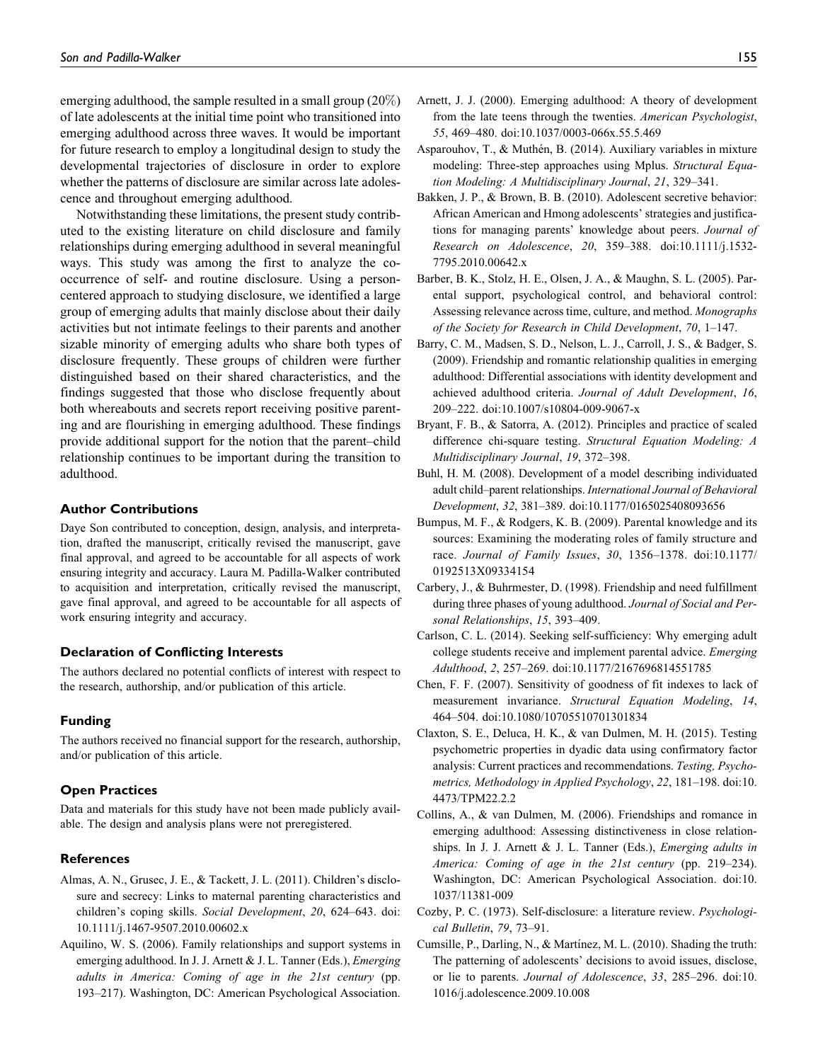emerging adulthood, the sample resulted in a small group (20%) of late adolescents at the initial time point who transitioned into emerging adulthood across three waves. It would be important for future research to employ a longitudinal design to study the developmental trajectories of disclosure in order to explore whether the patterns of disclosure are similar across late adolescence and throughout emerging adulthood.

Notwithstanding these limitations, the present study contributed to the existing literature on child disclosure and family relationships during emerging adulthood in several meaningful ways. This study was among the first to analyze the co-occurrence of self- and routine disclosure. Using a person-centered approach to studying disclosure, we identified a large group of emerging adults that mainly disclose about their daily activities but not intimate feelings to their parents and another sizable minority of emerging adults who share both types of disclosure frequently. These groups of children were further distinguished based on their shared characteristics, and the findings suggested that those who disclose frequently about both whereabouts and secrets report receiving positive parenting and are flourishing in emerging adulthood. These findings provide additional support for the notion that the parent–child relationship continues to be important during the transition to adulthood.

## Author Contributions

Daye Son contributed to conception, design, analysis, and interpretation, drafted the manuscript, critically revised the manuscript, gave final approval, and agreed to be accountable for all aspects of work ensuring integrity and accuracy. Laura M. Padilla-Walker contributed to acquisition and interpretation, critically revised the manuscript, gave final approval, and agreed to be accountable for all aspects of work ensuring integrity and accuracy.

## Declaration of Conflicting Interests

The authors declared no potential conflicts of interest with respect to the research, authorship, and/or publication of this article.

## Funding

The authors received no financial support for the research, authorship, and/or publication of this article.

## Open Practices

Data and materials for this study have not been made publicly available. The design and analysis plans were not preregistered.

## References

Almas, A. N., Grusec, J. E., & Tackett, J. L. (2011). Children's disclosure and secrecy: Links to maternal parenting characteristics and children's coping skills. *Social Development*, *20*, 624–643. doi: 10.1111/j.1467-9507.2010.00602.x

Aquilino, W. S. (2006). Family relationships and support systems in emerging adulthood. In J. J. Arnett & J. L. Tanner (Eds.), *Emerging adults in America: Coming of age in the 21st century* (pp. 193–217). Washington, DC: American Psychological Association.

Arnett, J. J. (2000). Emerging adulthood: A theory of development from the late teens through the twenties. *American Psychologist*, *55*, 469–480. doi:10.1037/0003-066x.55.5.469

Asparouhov, T., & Muthén, B. (2014). Auxiliary variables in mixture modeling: Three-step approaches using Mplus. *Structural Equation Modeling: A Multidisciplinary Journal*, *21*, 329–341.

Bakken, J. P., & Brown, B. B. (2010). Adolescent secretive behavior: African American and Hmong adolescents' strategies and justifications for managing parents' knowledge about peers. *Journal of Research on Adolescence*, *20*, 359–388. doi:10.1111/j.1532-7795.2010.00642.x

Barber, B. K., Stolz, H. E., Olsen, J. A., & Maughn, S. L. (2005). Parental support, psychological control, and behavioral control: Assessing relevance across time, culture, and method. *Monographs of the Society for Research in Child Development*, *70*, 1–147.

Barry, C. M., Madsen, S. D., Nelson, L. J., Carroll, J. S., & Badger, S. (2009). Friendship and romantic relationship qualities in emerging adulthood: Differential associations with identity development and achieved adulthood criteria. *Journal of Adult Development*, *16*, 209–222. doi:10.1007/s10804-009-9067-x

Bryant, F. B., & Satorra, A. (2012). Principles and practice of scaled difference chi-square testing. *Structural Equation Modeling: A Multidisciplinary Journal*, *19*, 372–398.

Buhl, H. M. (2008). Development of a model describing individuated adult child–parent relationships. *International Journal of Behavioral Development*, *32*, 381–389. doi:10.1177/0165025408093656

Bumpus, M. F., & Rodgers, K. B. (2009). Parental knowledge and its sources: Examining the moderating roles of family structure and race. *Journal of Family Issues*, *30*, 1356–1378. doi:10.1177/0192513X09334154

Carbery, J., & Buhrmester, D. (1998). Friendship and need fulfillment during three phases of young adulthood. *Journal of Social and Personal Relationships*, *15*, 393–409.

Carlson, C. L. (2014). Seeking self-sufficiency: Why emerging adult college students receive and implement parental advice. *Emerging Adulthood*, *2*, 257–269. doi:10.1177/2167696814551785

Chen, F. F. (2007). Sensitivity of goodness of fit indexes to lack of measurement invariance. *Structural Equation Modeling*, *14*, 464–504. doi:10.1080/10705510701301834

Claxton, S. E., Deluca, H. K., & van Dulmen, M. H. (2015). Testing psychometric properties in dyadic data using confirmatory factor analysis: Current practices and recommendations. *Testing, Psychometrics, Methodology in Applied Psychology*, *22*, 181–198. doi:10.4473/TPM22.2.2

Collins, A., & van Dulmen, M. (2006). Friendships and romance in emerging adulthood: Assessing distinctiveness in close relationships. In J. J. Arnett & J. L. Tanner (Eds.), *Emerging adults in America: Coming of age in the 21st century* (pp. 219–234). Washington, DC: American Psychological Association. doi:10.1037/11381-009

Cozby, P. C. (1973). Self-disclosure: a literature review. *Psychological Bulletin*, *79*, 73–91.

Cumsille, P., Darling, N., & Martínez, M. L. (2010). Shading the truth: The patterning of adolescents' decisions to avoid issues, disclose, or lie to parents. *Journal of Adolescence*, *33*, 285–296. doi:10.1016/j.adolescence.2009.10.008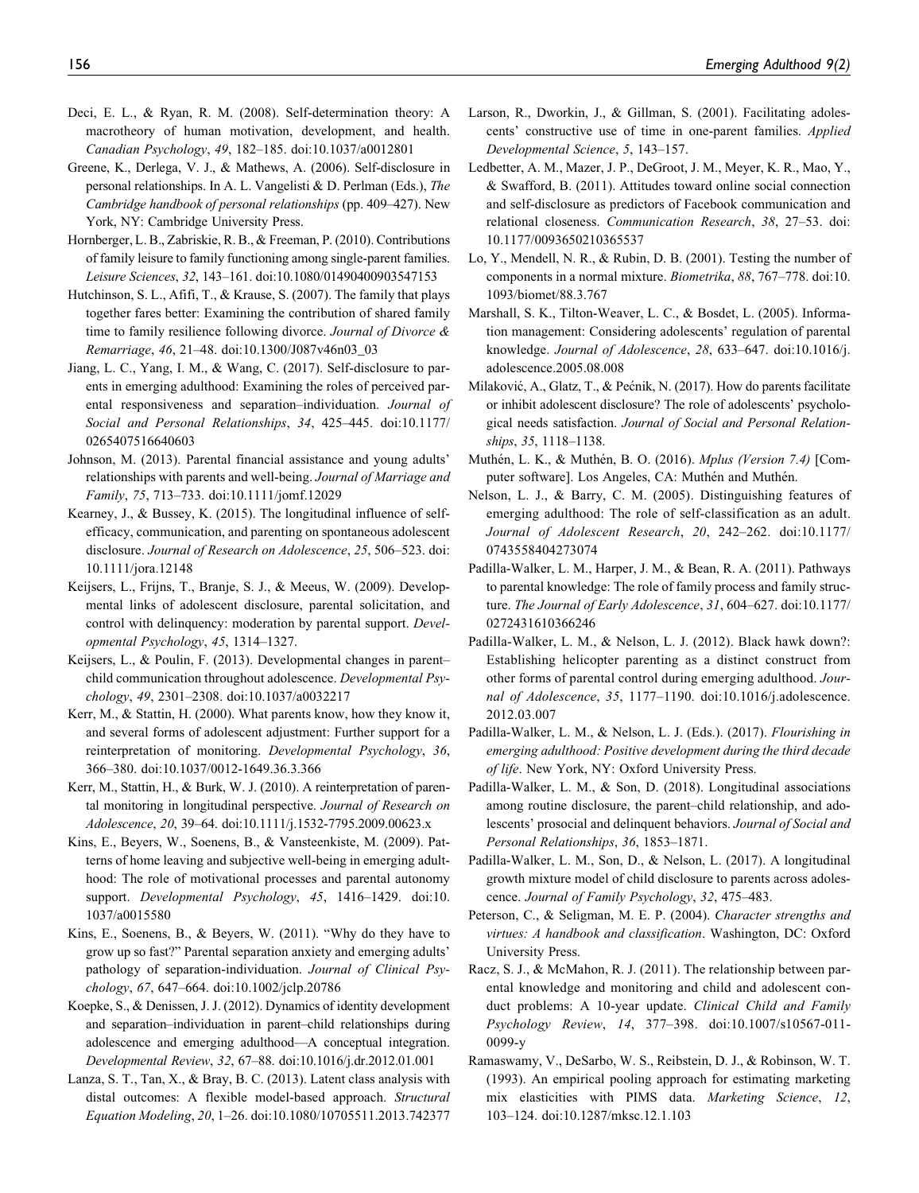Deci, E. L., & Ryan, R. M. (2008). Self-determination theory: A macrotheory of human motivation, development, and health. *Canadian Psychology*, *49*, 182–185. doi:10.1037/a0012801

Greene, K., Derlega, V. J., & Mathews, A. (2006). Self-disclosure in personal relationships. In A. L. Vangelisti & D. Perlman (Eds.), *The Cambridge handbook of personal relationships* (pp. 409–427). New York, NY: Cambridge University Press.

Hornberger, L. B., Zabriskie, R. B., & Freeman, P. (2010). Contributions of family leisure to family functioning among single-parent families. *Leisure Sciences*, *32*, 143–161. doi:10.1080/01490400903547153

Hutchinson, S. L., Afifi, T., & Krause, S. (2007). The family that plays together fares better: Examining the contribution of shared family time to family resilience following divorce. *Journal of Divorce & Remarriage*, *46*, 21–48. doi:10.1300/J087v46n03_03

Jiang, L. C., Yang, I. M., & Wang, C. (2017). Self-disclosure to parents in emerging adulthood: Examining the roles of perceived parental responsiveness and separation–individuation. *Journal of Social and Personal Relationships*, *34*, 425–445. doi:10.1177/0265407516640603

Johnson, M. (2013). Parental financial assistance and young adults' relationships with parents and well-being. *Journal of Marriage and Family*, *75*, 713–733. doi:10.1111/jomf.12029

Kearney, J., & Bussey, K. (2015). The longitudinal influence of self-efficacy, communication, and parenting on spontaneous adolescent disclosure. *Journal of Research on Adolescence*, *25*, 506–523. doi:10.1111/jora.12148

Keijsers, L., Frijns, T., Branje, S. J., & Meeus, W. (2009). Developmental links of adolescent disclosure, parental solicitation, and control with delinquency: moderation by parental support. *Developmental Psychology*, *45*, 1314–1327.

Keijsers, L., & Poulin, F. (2013). Developmental changes in parent–child communication throughout adolescence. *Developmental Psychology*, *49*, 2301–2308. doi:10.1037/a0032217

Kerr, M., & Stattin, H. (2000). What parents know, how they know it, and several forms of adolescent adjustment: Further support for a reinterpretation of monitoring. *Developmental Psychology*, *36*, 366–380. doi:10.1037/0012-1649.36.3.366

Kerr, M., Stattin, H., & Burk, W. J. (2010). A reinterpretation of parental monitoring in longitudinal perspective. *Journal of Research on Adolescence*, *20*, 39–64. doi:10.1111/j.1532-7795.2009.00623.x

Kins, E., Beyers, W., Soenens, B., & Vansteenkiste, M. (2009). Patterns of home leaving and subjective well-being in emerging adulthood: The role of motivational processes and parental autonomy support. *Developmental Psychology*, *45*, 1416–1429. doi:10.1037/a0015580

Kins, E., Soenens, B., & Beyers, W. (2011). "Why do they have to grow up so fast?" Parental separation anxiety and emerging adults' pathology of separation-individuation. *Journal of Clinical Psychology*, *67*, 647–664. doi:10.1002/jclp.20786

Koepke, S., & Denissen, J. J. (2012). Dynamics of identity development and separation–individuation in parent–child relationships during adolescence and emerging adulthood—A conceptual integration. *Developmental Review*, *32*, 67–88. doi:10.1016/j.dr.2012.01.001

Lanza, S. T., Tan, X., & Bray, B. C. (2013). Latent class analysis with distal outcomes: A flexible model-based approach. *Structural Equation Modeling*, *20*, 1–26. doi:10.1080/10705511.2013.742377

Larson, R., Dworkin, J., & Gillman, S. (2001). Facilitating adolescents' constructive use of time in one-parent families. *Applied Developmental Science*, *5*, 143–157.

Ledbetter, A. M., Mazer, J. P., DeGroot, J. M., Meyer, K. R., Mao, Y., & Swafford, B. (2011). Attitudes toward online social connection and self-disclosure as predictors of Facebook communication and relational closeness. *Communication Research*, *38*, 27–53. doi:10.1177/0093650210365537

Lo, Y., Mendell, N. R., & Rubin, D. B. (2001). Testing the number of components in a normal mixture. *Biometrika*, *88*, 767–778. doi:10.1093/biomet/88.3.767

Marshall, S. K., Tilton-Weaver, L. C., & Bosdet, L. (2005). Information management: Considering adolescents' regulation of parental knowledge. *Journal of Adolescence*, *28*, 633–647. doi:10.1016/j.adolescence.2005.08.008

Milaković, A., Glatz, T., & Pećnik, N. (2017). How do parents facilitate or inhibit adolescent disclosure? The role of adolescents' psychological needs satisfaction. *Journal of Social and Personal Relationships*, *35*, 1118–1138.

Muthén, L. K., & Muthén, B. O. (2016). *Mplus (Version 7.4)* [Computer software]. Los Angeles, CA: Muthén and Muthén.

Nelson, L. J., & Barry, C. M. (2005). Distinguishing features of emerging adulthood: The role of self-classification as an adult. *Journal of Adolescent Research*, *20*, 242–262. doi:10.1177/0743558404273074

Padilla-Walker, L. M., Harper, J. M., & Bean, R. A. (2011). Pathways to parental knowledge: The role of family process and family structure. *The Journal of Early Adolescence*, *31*, 604–627. doi:10.1177/0272431610366246

Padilla-Walker, L. M., & Nelson, L. J. (2012). Black hawk down?: Establishing helicopter parenting as a distinct construct from other forms of parental control during emerging adulthood. *Journal of Adolescence*, *35*, 1177–1190. doi:10.1016/j.adolescence.2012.03.007

Padilla-Walker, L. M., & Nelson, L. J. (Eds.). (2017). *Flourishing in emerging adulthood: Positive development during the third decade of life*. New York, NY: Oxford University Press.

Padilla-Walker, L. M., & Son, D. (2018). Longitudinal associations among routine disclosure, the parent–child relationship, and adolescents' prosocial and delinquent behaviors. *Journal of Social and Personal Relationships*, *36*, 1853–1871.

Padilla-Walker, L. M., Son, D., & Nelson, L. (2017). A longitudinal growth mixture model of child disclosure to parents across adolescence. *Journal of Family Psychology*, *32*, 475–483.

Peterson, C., & Seligman, M. E. P. (2004). *Character strengths and virtues: A handbook and classification*. Washington, DC: Oxford University Press.

Racz, S. J., & McMahon, R. J. (2011). The relationship between parental knowledge and monitoring and child and adolescent conduct problems: A 10-year update. *Clinical Child and Family Psychology Review*, *14*, 377–398. doi:10.1007/s10567-011-0099-y

Ramaswamy, V., DeSarbo, W. S., Reibstein, D. J., & Robinson, W. T. (1993). An empirical pooling approach for estimating marketing mix elasticities with PIMS data. *Marketing Science*, *12*, 103–124. doi:10.1287/mksc.12.1.103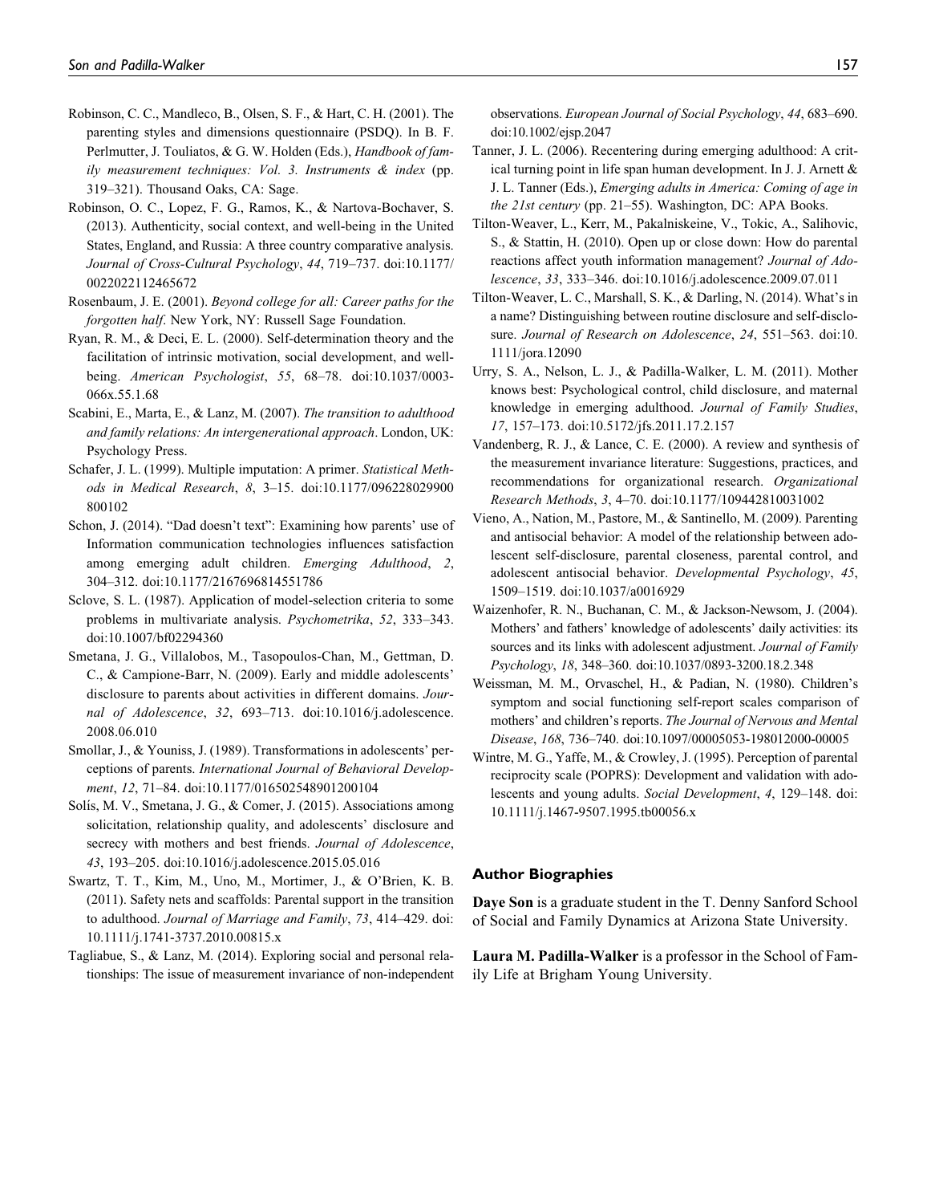Robinson, C. C., Mandleco, B., Olsen, S. F., & Hart, C. H. (2001). The parenting styles and dimensions questionnaire (PSDQ). In B. F. Perlmutter, J. Touliatos, & G. W. Holden (Eds.), *Handbook of family measurement techniques: Vol. 3. Instruments & index* (pp. 319–321). Thousand Oaks, CA: Sage.

Robinson, O. C., Lopez, F. G., Ramos, K., & Nartova-Bochaver, S. (2013). Authenticity, social context, and well-being in the United States, England, and Russia: A three country comparative analysis. *Journal of Cross-Cultural Psychology*, *44*, 719–737. doi:10.1177/0022022112465672

Rosenbaum, J. E. (2001). *Beyond college for all: Career paths for the forgotten half*. New York, NY: Russell Sage Foundation.

Ryan, R. M., & Deci, E. L. (2000). Self-determination theory and the facilitation of intrinsic motivation, social development, and well-being. *American Psychologist*, *55*, 68–78. doi:10.1037/0003-066x.55.1.68

Scabini, E., Marta, E., & Lanz, M. (2007). *The transition to adulthood and family relations: An intergenerational approach*. London, UK: Psychology Press.

Schafer, J. L. (1999). Multiple imputation: A primer. *Statistical Methods in Medical Research*, *8*, 3–15. doi:10.1177/096228029900800102

Schon, J. (2014). "Dad doesn't text": Examining how parents' use of Information communication technologies influences satisfaction among emerging adult children. *Emerging Adulthood*, *2*, 304–312. doi:10.1177/2167696814551786

Sclove, S. L. (1987). Application of model-selection criteria to some problems in multivariate analysis. *Psychometrika*, *52*, 333–343. doi:10.1007/bf02294360

Smetana, J. G., Villalobos, M., Tasopoulos-Chan, M., Gettman, D. C., & Campione-Barr, N. (2009). Early and middle adolescents' disclosure to parents about activities in different domains. *Journal of Adolescence*, *32*, 693–713. doi:10.1016/j.adolescence.2008.06.010

Smollar, J., & Youniss, J. (1989). Transformations in adolescents' perceptions of parents. *International Journal of Behavioral Development*, *12*, 71–84. doi:10.1177/016502548901200104

Solís, M. V., Smetana, J. G., & Comer, J. (2015). Associations among solicitation, relationship quality, and adolescents' disclosure and secrecy with mothers and best friends. *Journal of Adolescence*, *43*, 193–205. doi:10.1016/j.adolescence.2015.05.016

Swartz, T. T., Kim, M., Uno, M., Mortimer, J., & O'Brien, K. B. (2011). Safety nets and scaffolds: Parental support in the transition to adulthood. *Journal of Marriage and Family*, *73*, 414–429. doi:10.1111/j.1741-3737.2010.00815.x

Tagliabue, S., & Lanz, M. (2014). Exploring social and personal relationships: The issue of measurement invariance of non-independent observations. *European Journal of Social Psychology*, *44*, 683–690. doi:10.1002/ejsp.2047

Tanner, J. L. (2006). Recentering during emerging adulthood: A critical turning point in life span human development. In J. J. Arnett & J. L. Tanner (Eds.), *Emerging adults in America: Coming of age in the 21st century* (pp. 21–55). Washington, DC: APA Books.

Tilton-Weaver, L., Kerr, M., Pakalniskeine, V., Tokic, A., Salihovic, S., & Stattin, H. (2010). Open up or close down: How do parental reactions affect youth information management? *Journal of Adolescence*, *33*, 333–346. doi:10.1016/j.adolescence.2009.07.011

Tilton-Weaver, L. C., Marshall, S. K., & Darling, N. (2014). What's in a name? Distinguishing between routine disclosure and self-disclosure. *Journal of Research on Adolescence*, *24*, 551–563. doi:10.1111/jora.12090

Urry, S. A., Nelson, L. J., & Padilla-Walker, L. M. (2011). Mother knows best: Psychological control, child disclosure, and maternal knowledge in emerging adulthood. *Journal of Family Studies*, *17*, 157–173. doi:10.5172/jfs.2011.17.2.157

Vandenberg, R. J., & Lance, C. E. (2000). A review and synthesis of the measurement invariance literature: Suggestions, practices, and recommendations for organizational research. *Organizational Research Methods*, *3*, 4–70. doi:10.1177/109442810031002

Vieno, A., Nation, M., Pastore, M., & Santinello, M. (2009). Parenting and antisocial behavior: A model of the relationship between adolescent self-disclosure, parental closeness, parental control, and adolescent antisocial behavior. *Developmental Psychology*, *45*, 1509–1519. doi:10.1037/a0016929

Waizenhofer, R. N., Buchanan, C. M., & Jackson-Newsom, J. (2004). Mothers' and fathers' knowledge of adolescents' daily activities: its sources and its links with adolescent adjustment. *Journal of Family Psychology*, *18*, 348–360. doi:10.1037/0893-3200.18.2.348

Weissman, M. M., Orvaschel, H., & Padian, N. (1980). Children's symptom and social functioning self-report scales comparison of mothers' and children's reports. *The Journal of Nervous and Mental Disease*, *168*, 736–740. doi:10.1097/00005053-198012000-00005

Wintre, M. G., Yaffe, M., & Crowley, J. (1995). Perception of parental reciprocity scale (POPRS): Development and validation with adolescents and young adults. *Social Development*, *4*, 129–148. doi:10.1111/j.1467-9507.1995.tb00056.x

## Author Biographies

**Daye Son** is a graduate student in the T. Denny Sanford School of Social and Family Dynamics at Arizona State University.

**Laura M. Padilla-Walker** is a professor in the School of Family Life at Brigham Young University.